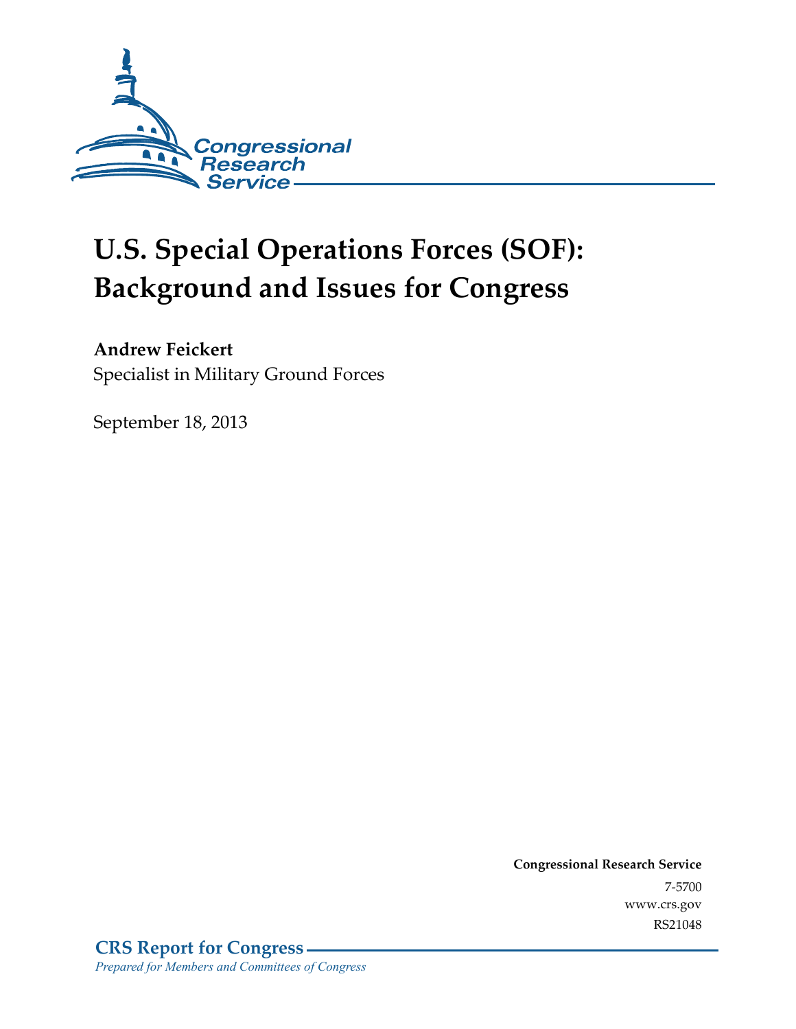Congressional Research Service

# U.S. Special Operations Forces (SOF): Background and Issues for Congress

**Andrew Feickert**
Specialist in Military Ground Forces

September 18, 2013

**Congressional Research Service**
7-5700
www.crs.gov
RS21048

**CRS Report for Congress**
*Prepared for Members and Committees of Congress*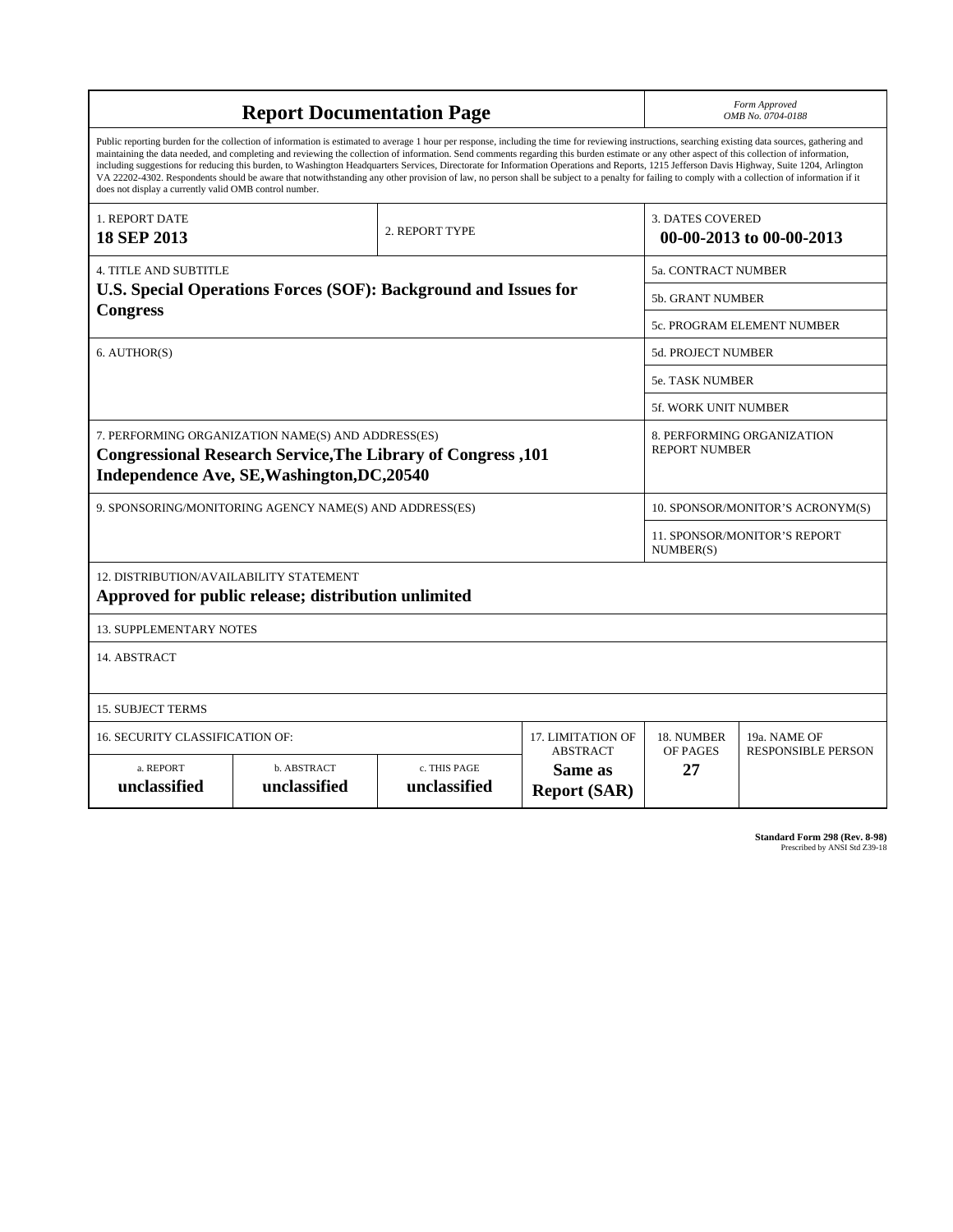# Report Documentation Page

*Form Approved*
*OMB No. 0704-0188*

Public reporting burden for the collection of information is estimated to average 1 hour per response, including the time for reviewing instructions, searching existing data sources, gathering and maintaining the data needed, and completing and reviewing the collection of information. Send comments regarding this burden estimate or any other aspect of this collection of information, including suggestions for reducing this burden, to Washington Headquarters Services, Directorate for Information Operations and Reports, 1215 Jefferson Davis Highway, Suite 1204, Arlington VA 22202-4302. Respondents should be aware that notwithstanding any other provision of law, no person shall be subject to a penalty for failing to comply with a collection of information if it does not display a currently valid OMB control number.

| | | |
|---|---|---|
| 1. REPORT DATE<br>**18 SEP 2013** | 2. REPORT TYPE | 3. DATES COVERED<br>**00-00-2013 to 00-00-2013** |
| 4. TITLE AND SUBTITLE<br>**U.S. Special Operations Forces (SOF): Background and Issues for Congress** | | 5a. CONTRACT NUMBER<br>5b. GRANT NUMBER<br>5c. PROGRAM ELEMENT NUMBER |
| 6. AUTHOR(S) | | 5d. PROJECT NUMBER<br>5e. TASK NUMBER<br>5f. WORK UNIT NUMBER |
| 7. PERFORMING ORGANIZATION NAME(S) AND ADDRESS(ES)<br>**Congressional Research Service,The Library of Congress ,101 Independence Ave, SE,Washington,DC,20540** | | 8. PERFORMING ORGANIZATION REPORT NUMBER |
| 9. SPONSORING/MONITORING AGENCY NAME(S) AND ADDRESS(ES) | | 10. SPONSOR/MONITOR'S ACRONYM(S)<br>11. SPONSOR/MONITOR'S REPORT NUMBER(S) |

12. DISTRIBUTION/AVAILABILITY STATEMENT
**Approved for public release; distribution unlimited**

13. SUPPLEMENTARY NOTES

14. ABSTRACT

15. SUBJECT TERMS

| 16. SECURITY CLASSIFICATION OF: | | | 17. LIMITATION OF ABSTRACT | 18. NUMBER OF PAGES | 19a. NAME OF RESPONSIBLE PERSON |
|---|---|---|---|---|---|
| a. REPORT | b. ABSTRACT | c. THIS PAGE | | | |
| **unclassified** | **unclassified** | **unclassified** | **Same as Report (SAR)** | **27** | |

**Standard Form 298 (Rev. 8-98)**
Prescribed by ANSI Std Z39-18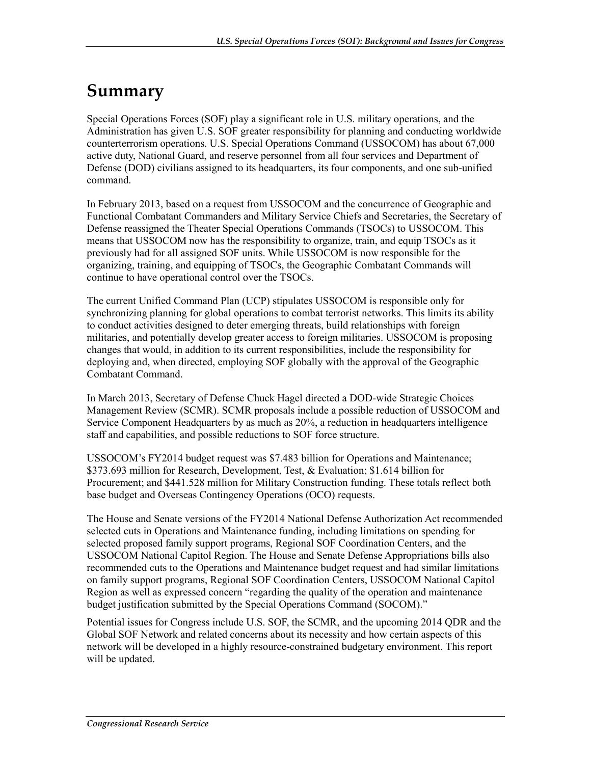# Summary

Special Operations Forces (SOF) play a significant role in U.S. military operations, and the Administration has given U.S. SOF greater responsibility for planning and conducting worldwide counterterrorism operations. U.S. Special Operations Command (USSOCOM) has about 67,000 active duty, National Guard, and reserve personnel from all four services and Department of Defense (DOD) civilians assigned to its headquarters, its four components, and one sub-unified command.

In February 2013, based on a request from USSOCOM and the concurrence of Geographic and Functional Combatant Commanders and Military Service Chiefs and Secretaries, the Secretary of Defense reassigned the Theater Special Operations Commands (TSOCs) to USSOCOM. This means that USSOCOM now has the responsibility to organize, train, and equip TSOCs as it previously had for all assigned SOF units. While USSOCOM is now responsible for the organizing, training, and equipping of TSOCs, the Geographic Combatant Commands will continue to have operational control over the TSOCs.

The current Unified Command Plan (UCP) stipulates USSOCOM is responsible only for synchronizing planning for global operations to combat terrorist networks. This limits its ability to conduct activities designed to deter emerging threats, build relationships with foreign militaries, and potentially develop greater access to foreign militaries. USSOCOM is proposing changes that would, in addition to its current responsibilities, include the responsibility for deploying and, when directed, employing SOF globally with the approval of the Geographic Combatant Command.

In March 2013, Secretary of Defense Chuck Hagel directed a DOD-wide Strategic Choices Management Review (SCMR). SCMR proposals include a possible reduction of USSOCOM and Service Component Headquarters by as much as 20%, a reduction in headquarters intelligence staff and capabilities, and possible reductions to SOF force structure.

USSOCOM's FY2014 budget request was $7.483 billion for Operations and Maintenance; $373.693 million for Research, Development, Test, & Evaluation; $1.614 billion for Procurement; and $441.528 million for Military Construction funding. These totals reflect both base budget and Overseas Contingency Operations (OCO) requests.

The House and Senate versions of the FY2014 National Defense Authorization Act recommended selected cuts in Operations and Maintenance funding, including limitations on spending for selected proposed family support programs, Regional SOF Coordination Centers, and the USSOCOM National Capitol Region. The House and Senate Defense Appropriations bills also recommended cuts to the Operations and Maintenance budget request and had similar limitations on family support programs, Regional SOF Coordination Centers, USSOCOM National Capitol Region as well as expressed concern "regarding the quality of the operation and maintenance budget justification submitted by the Special Operations Command (SOCOM)."

Potential issues for Congress include U.S. SOF, the SCMR, and the upcoming 2014 QDR and the Global SOF Network and related concerns about its necessity and how certain aspects of this network will be developed in a highly resource-constrained budgetary environment. This report will be updated.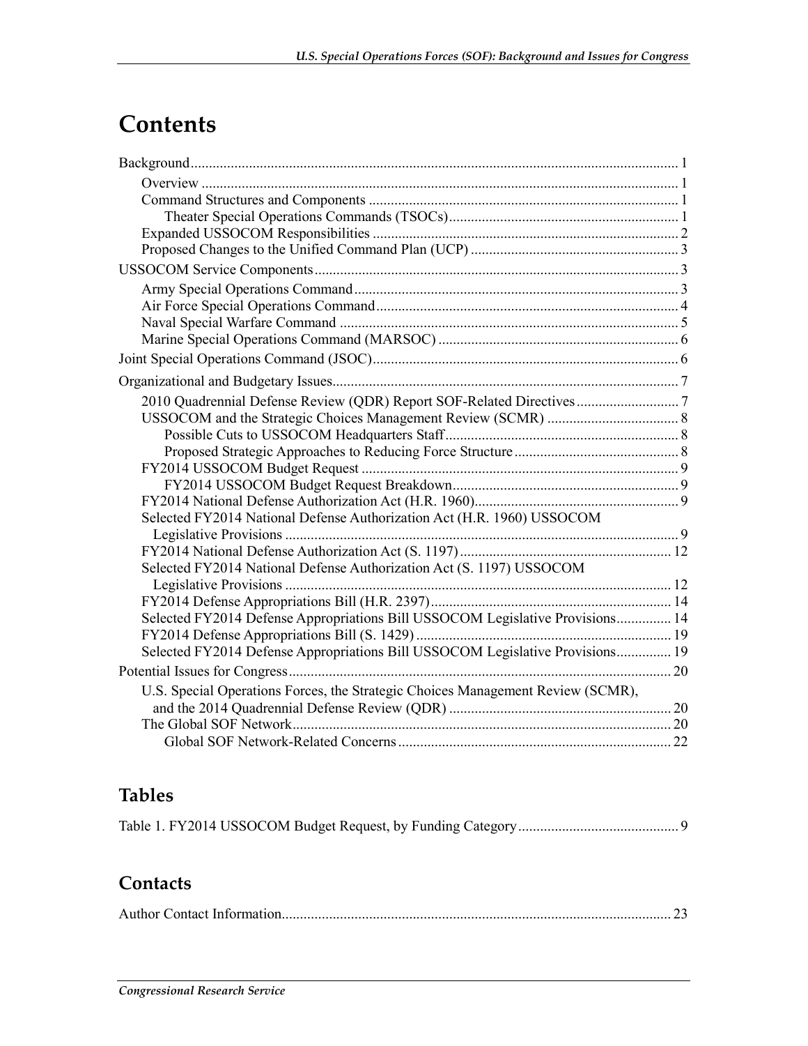# Contents

Background .......... 1

- Overview .......... 1
- Command Structures and Components .......... 1
  - Theater Special Operations Commands (TSOCs) .......... 1
- Expanded USSOCOM Responsibilities .......... 2
- Proposed Changes to the Unified Command Plan (UCP) .......... 3

USSOCOM Service Components .......... 3

- Army Special Operations Command .......... 3
- Air Force Special Operations Command .......... 4
- Naval Special Warfare Command .......... 5
- Marine Special Operations Command (MARSOC) .......... 6

Joint Special Operations Command (JSOC) .......... 6

Organizational and Budgetary Issues .......... 7

- 2010 Quadrennial Defense Review (QDR) Report SOF-Related Directives .......... 7
- USSOCOM and the Strategic Choices Management Review (SCMR) .......... 8
  - Possible Cuts to USSOCOM Headquarters Staff .......... 8
  - Proposed Strategic Approaches to Reducing Force Structure .......... 8
- FY2014 USSOCOM Budget Request .......... 9
  - FY2014 USSOCOM Budget Request Breakdown .......... 9
- FY2014 National Defense Authorization Act (H.R. 1960) .......... 9
- Selected FY2014 National Defense Authorization Act (H.R. 1960) USSOCOM Legislative Provisions .......... 9
- FY2014 National Defense Authorization Act (S. 1197) .......... 12
- Selected FY2014 National Defense Authorization Act (S. 1197) USSOCOM Legislative Provisions .......... 12
- FY2014 Defense Appropriations Bill (H.R. 2397) .......... 14
- Selected FY2014 Defense Appropriations Bill USSOCOM Legislative Provisions .......... 14
- FY2014 Defense Appropriations Bill (S. 1429) .......... 19
- Selected FY2014 Defense Appropriations Bill USSOCOM Legislative Provisions .......... 19

Potential Issues for Congress .......... 20

- U.S. Special Operations Forces, the Strategic Choices Management Review (SCMR), and the 2014 Quadrennial Defense Review (QDR) .......... 20
- The Global SOF Network .......... 20
  - Global SOF Network-Related Concerns .......... 22

## Tables

Table 1. FY2014 USSOCOM Budget Request, by Funding Category .......... 9

## Contacts

Author Contact Information .......... 23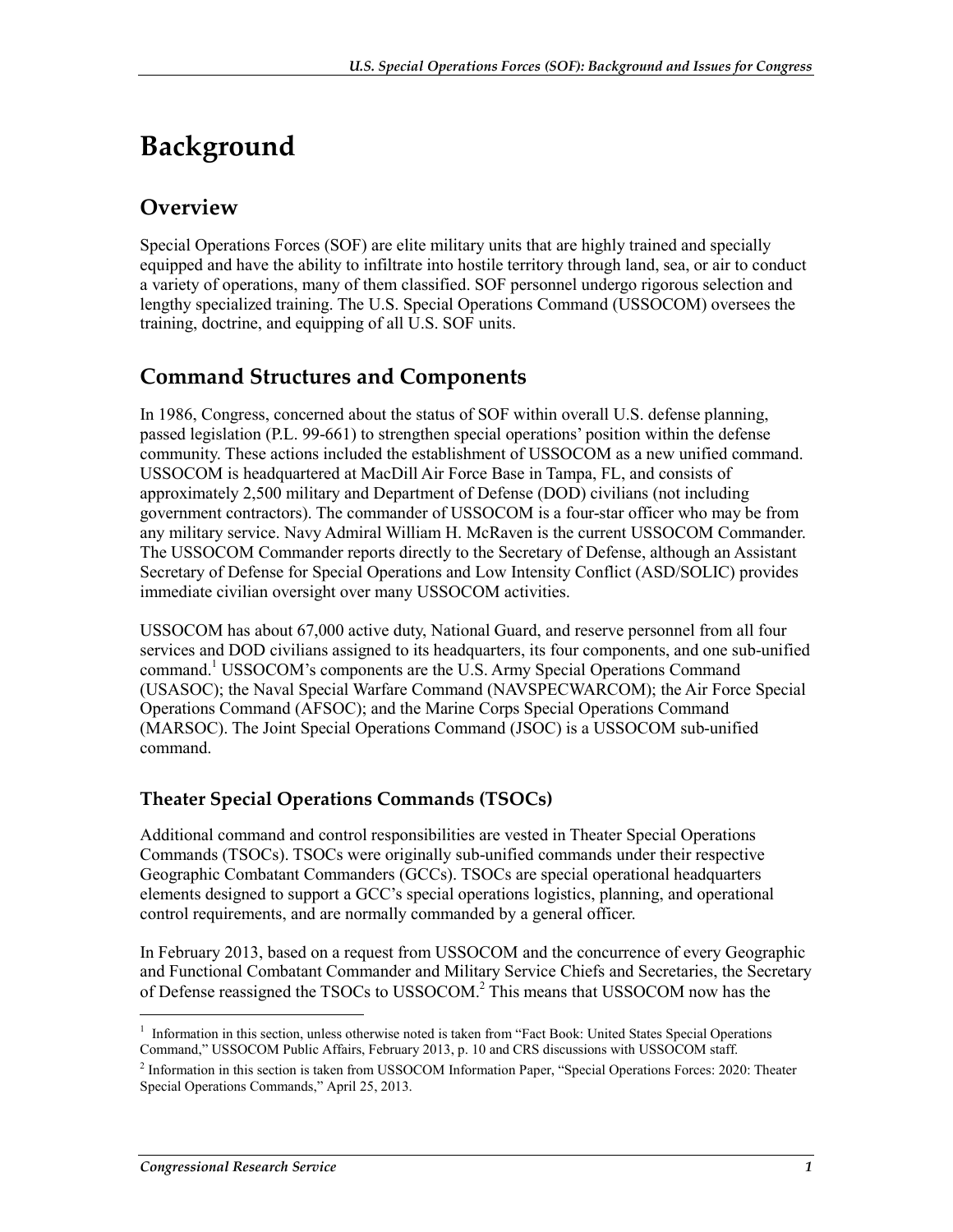# Background

## Overview

Special Operations Forces (SOF) are elite military units that are highly trained and specially equipped and have the ability to infiltrate into hostile territory through land, sea, or air to conduct a variety of operations, many of them classified. SOF personnel undergo rigorous selection and lengthy specialized training. The U.S. Special Operations Command (USSOCOM) oversees the training, doctrine, and equipping of all U.S. SOF units.

## Command Structures and Components

In 1986, Congress, concerned about the status of SOF within overall U.S. defense planning, passed legislation (P.L. 99-661) to strengthen special operations' position within the defense community. These actions included the establishment of USSOCOM as a new unified command. USSOCOM is headquartered at MacDill Air Force Base in Tampa, FL, and consists of approximately 2,500 military and Department of Defense (DOD) civilians (not including government contractors). The commander of USSOCOM is a four-star officer who may be from any military service. Navy Admiral William H. McRaven is the current USSOCOM Commander. The USSOCOM Commander reports directly to the Secretary of Defense, although an Assistant Secretary of Defense for Special Operations and Low Intensity Conflict (ASD/SOLIC) provides immediate civilian oversight over many USSOCOM activities.

USSOCOM has about 67,000 active duty, National Guard, and reserve personnel from all four services and DOD civilians assigned to its headquarters, its four components, and one sub-unified command.[1] USSOCOM's components are the U.S. Army Special Operations Command (USASOC); the Naval Special Warfare Command (NAVSPECWARCOM); the Air Force Special Operations Command (AFSOC); and the Marine Corps Special Operations Command (MARSOC). The Joint Special Operations Command (JSOC) is a USSOCOM sub-unified command.

### Theater Special Operations Commands (TSOCs)

Additional command and control responsibilities are vested in Theater Special Operations Commands (TSOCs). TSOCs were originally sub-unified commands under their respective Geographic Combatant Commanders (GCCs). TSOCs are special operational headquarters elements designed to support a GCC's special operations logistics, planning, and operational control requirements, and are normally commanded by a general officer.

In February 2013, based on a request from USSOCOM and the concurrence of every Geographic and Functional Combatant Commander and Military Service Chiefs and Secretaries, the Secretary of Defense reassigned the TSOCs to USSOCOM.[2] This means that USSOCOM now has the

[1] Information in this section, unless otherwise noted is taken from "Fact Book: United States Special Operations Command," USSOCOM Public Affairs, February 2013, p. 10 and CRS discussions with USSOCOM staff.

[2] Information in this section is taken from USSOCOM Information Paper, "Special Operations Forces: 2020: Theater Special Operations Commands," April 25, 2013.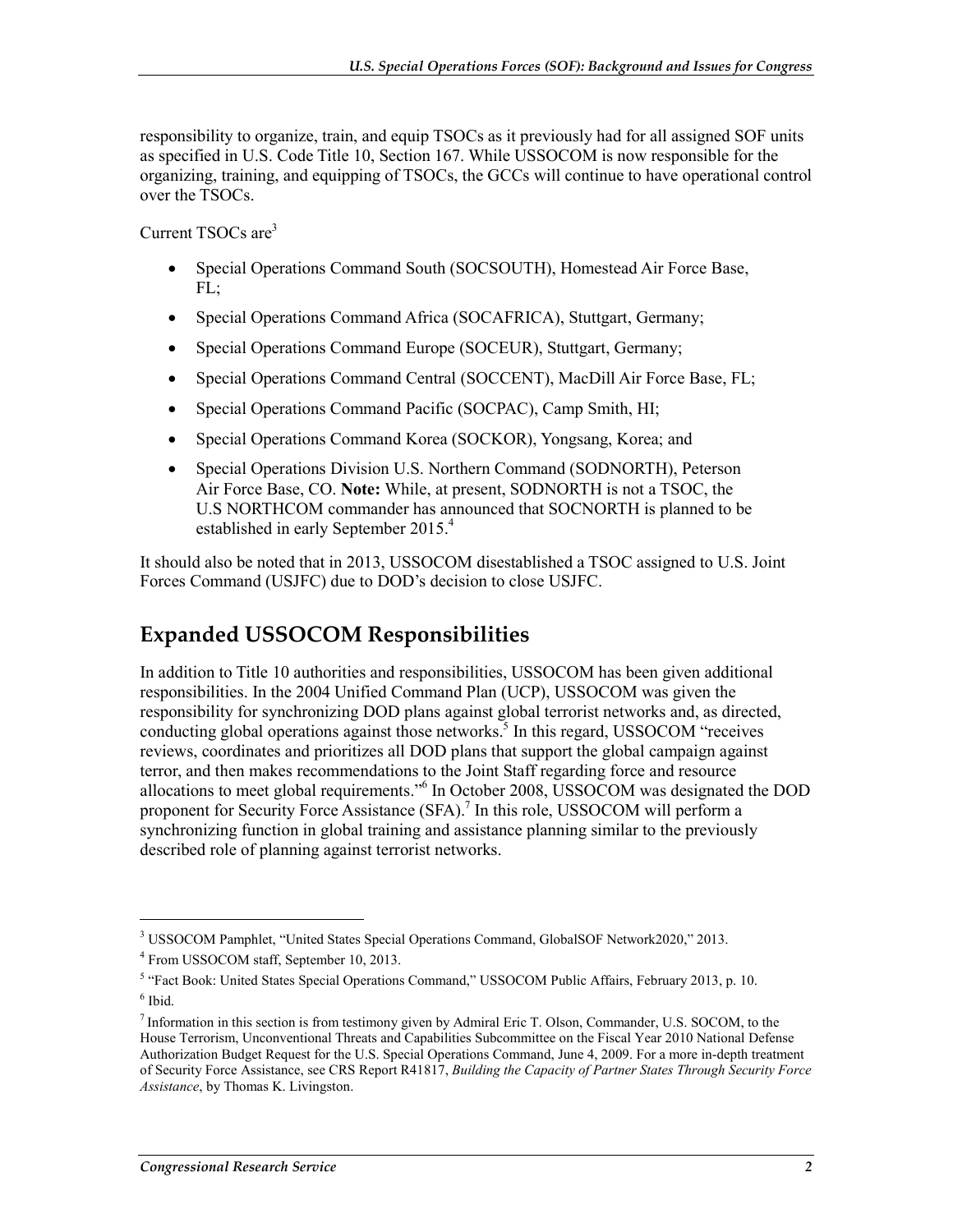responsibility to organize, train, and equip TSOCs as it previously had for all assigned SOF units as specified in U.S. Code Title 10, Section 167. While USSOCOM is now responsible for the organizing, training, and equipping of TSOCs, the GCCs will continue to have operational control over the TSOCs.

Current TSOCs are[3]

- Special Operations Command South (SOCSOUTH), Homestead Air Force Base, FL;
- Special Operations Command Africa (SOCAFRICA), Stuttgart, Germany;
- Special Operations Command Europe (SOCEUR), Stuttgart, Germany;
- Special Operations Command Central (SOCCENT), MacDill Air Force Base, FL;
- Special Operations Command Pacific (SOCPAC), Camp Smith, HI;
- Special Operations Command Korea (SOCKOR), Yongsang, Korea; and
- Special Operations Division U.S. Northern Command (SODNORTH), Peterson Air Force Base, CO. **Note:** While, at present, SODNORTH is not a TSOC, the U.S NORTHCOM commander has announced that SOCNORTH is planned to be established in early September 2015.[4]

It should also be noted that in 2013, USSOCOM disestablished a TSOC assigned to U.S. Joint Forces Command (USJFC) due to DOD's decision to close USJFC.

## Expanded USSOCOM Responsibilities

In addition to Title 10 authorities and responsibilities, USSOCOM has been given additional responsibilities. In the 2004 Unified Command Plan (UCP), USSOCOM was given the responsibility for synchronizing DOD plans against global terrorist networks and, as directed, conducting global operations against those networks.[5] In this regard, USSOCOM "receives reviews, coordinates and prioritizes all DOD plans that support the global campaign against terror, and then makes recommendations to the Joint Staff regarding force and resource allocations to meet global requirements."[6] In October 2008, USSOCOM was designated the DOD proponent for Security Force Assistance (SFA).[7] In this role, USSOCOM will perform a synchronizing function in global training and assistance planning similar to the previously described role of planning against terrorist networks.

---

[3] USSOCOM Pamphlet, "United States Special Operations Command, GlobalSOF Network2020," 2013.

[4] From USSOCOM staff, September 10, 2013.

[5] "Fact Book: United States Special Operations Command," USSOCOM Public Affairs, February 2013, p. 10.

[6] Ibid.

[7] Information in this section is from testimony given by Admiral Eric T. Olson, Commander, U.S. SOCOM, to the House Terrorism, Unconventional Threats and Capabilities Subcommittee on the Fiscal Year 2010 National Defense Authorization Budget Request for the U.S. Special Operations Command, June 4, 2009. For a more in-depth treatment of Security Force Assistance, see CRS Report R41817, *Building the Capacity of Partner States Through Security Force Assistance*, by Thomas K. Livingston.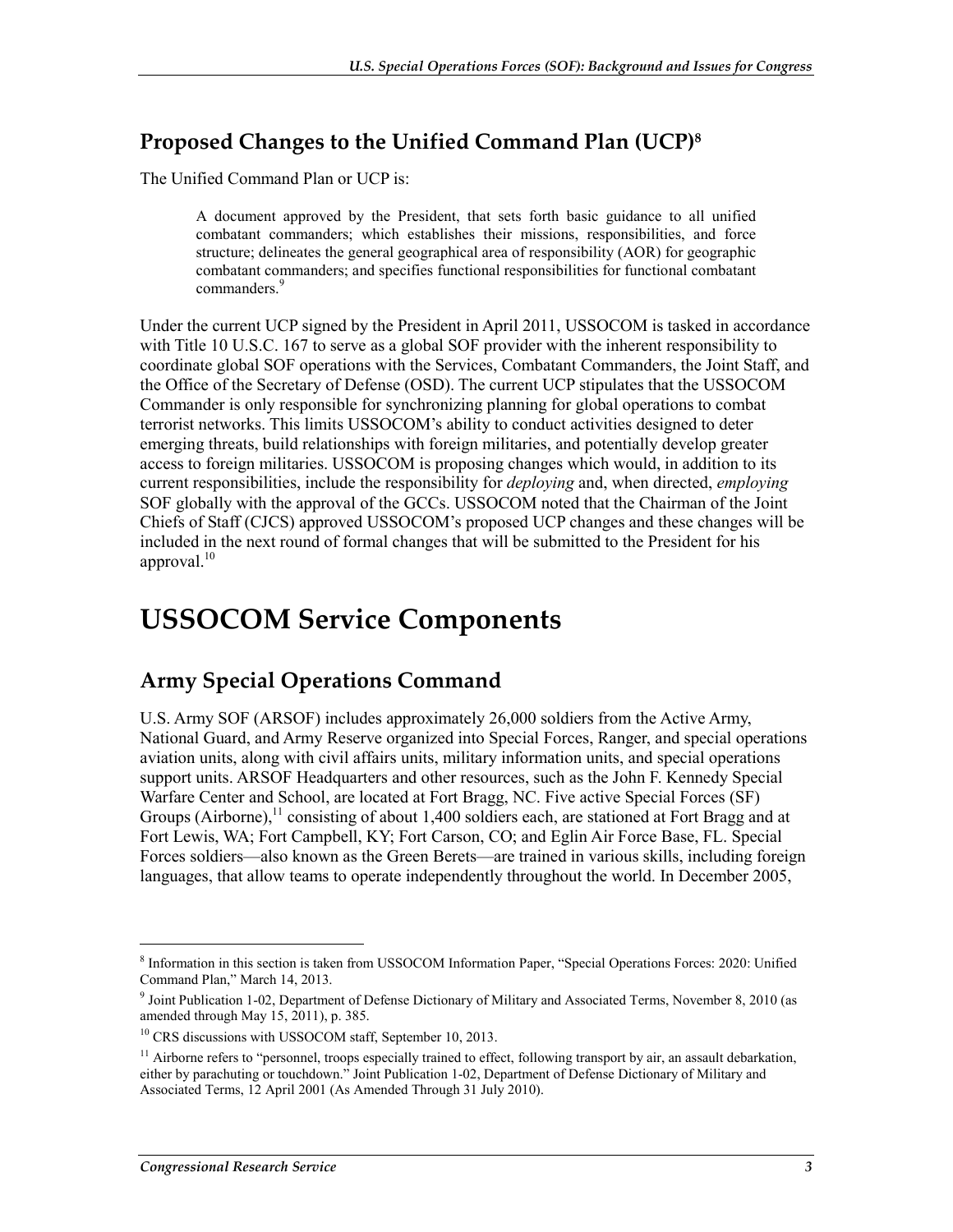## Proposed Changes to the Unified Command Plan (UCP)[8]

The Unified Command Plan or UCP is:

> A document approved by the President, that sets forth basic guidance to all unified combatant commanders; which establishes their missions, responsibilities, and force structure; delineates the general geographical area of responsibility (AOR) for geographic combatant commanders; and specifies functional responsibilities for functional combatant commanders.[9]

Under the current UCP signed by the President in April 2011, USSOCOM is tasked in accordance with Title 10 U.S.C. 167 to serve as a global SOF provider with the inherent responsibility to coordinate global SOF operations with the Services, Combatant Commanders, the Joint Staff, and the Office of the Secretary of Defense (OSD). The current UCP stipulates that the USSOCOM Commander is only responsible for synchronizing planning for global operations to combat terrorist networks. This limits USSOCOM's ability to conduct activities designed to deter emerging threats, build relationships with foreign militaries, and potentially develop greater access to foreign militaries. USSOCOM is proposing changes which would, in addition to its current responsibilities, include the responsibility for *deploying* and, when directed, *employing* SOF globally with the approval of the GCCs. USSOCOM noted that the Chairman of the Joint Chiefs of Staff (CJCS) approved USSOCOM's proposed UCP changes and these changes will be included in the next round of formal changes that will be submitted to the President for his approval.[10]

# USSOCOM Service Components

## Army Special Operations Command

U.S. Army SOF (ARSOF) includes approximately 26,000 soldiers from the Active Army, National Guard, and Army Reserve organized into Special Forces, Ranger, and special operations aviation units, along with civil affairs units, military information units, and special operations support units. ARSOF Headquarters and other resources, such as the John F. Kennedy Special Warfare Center and School, are located at Fort Bragg, NC. Five active Special Forces (SF) Groups (Airborne),[11] consisting of about 1,400 soldiers each, are stationed at Fort Bragg and at Fort Lewis, WA; Fort Campbell, KY; Fort Carson, CO; and Eglin Air Force Base, FL. Special Forces soldiers—also known as the Green Berets—are trained in various skills, including foreign languages, that allow teams to operate independently throughout the world. In December 2005,

---

[8] Information in this section is taken from USSOCOM Information Paper, "Special Operations Forces: 2020: Unified Command Plan," March 14, 2013.

[9] Joint Publication 1-02, Department of Defense Dictionary of Military and Associated Terms, November 8, 2010 (as amended through May 15, 2011), p. 385.

[10] CRS discussions with USSOCOM staff, September 10, 2013.

[11] Airborne refers to "personnel, troops especially trained to effect, following transport by air, an assault debarkation, either by parachuting or touchdown." Joint Publication 1-02, Department of Defense Dictionary of Military and Associated Terms, 12 April 2001 (As Amended Through 31 July 2010).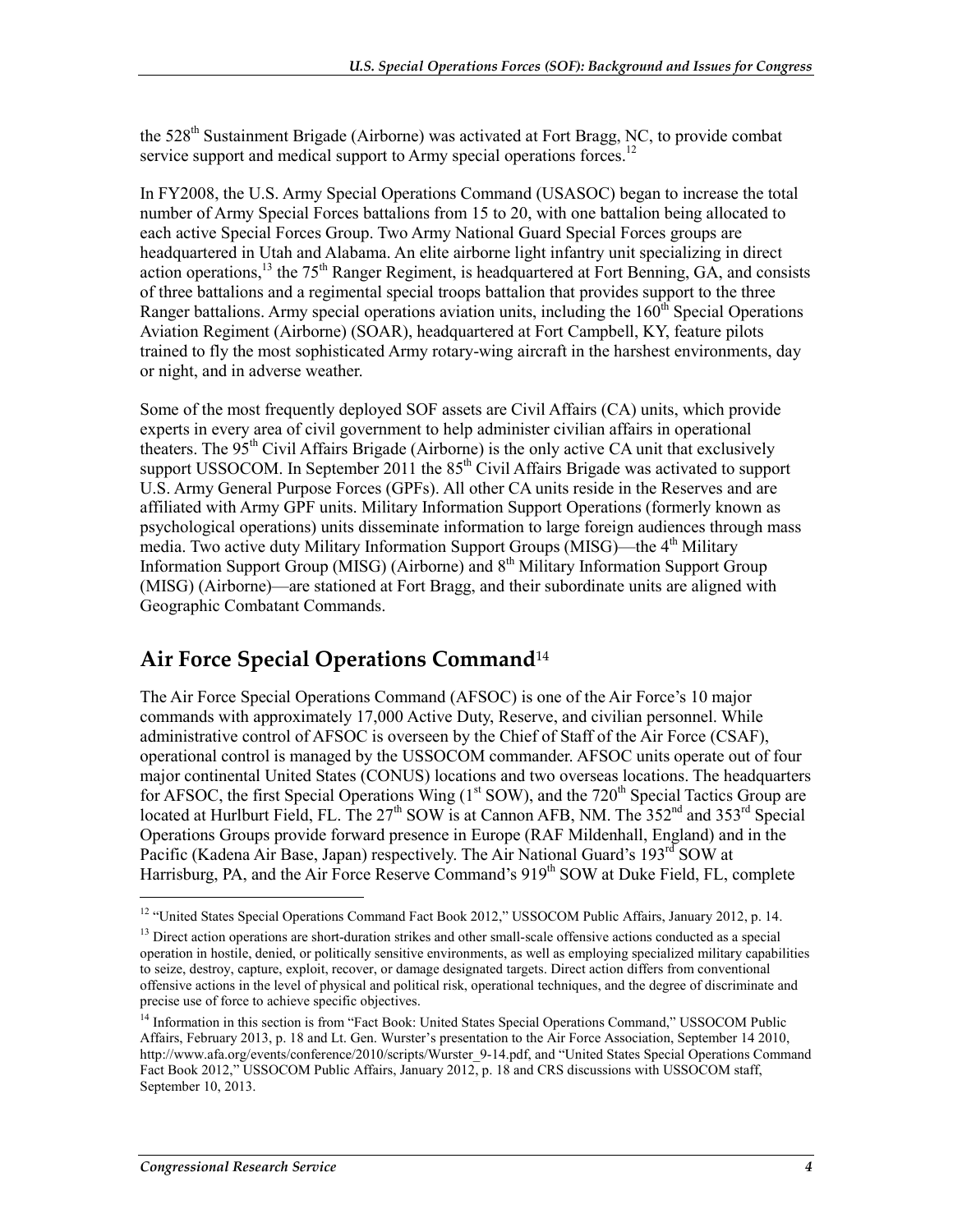the 528th Sustainment Brigade (Airborne) was activated at Fort Bragg, NC, to provide combat service support and medical support to Army special operations forces.[12]

In FY2008, the U.S. Army Special Operations Command (USASOC) began to increase the total number of Army Special Forces battalions from 15 to 20, with one battalion being allocated to each active Special Forces Group. Two Army National Guard Special Forces groups are headquartered in Utah and Alabama. An elite airborne light infantry unit specializing in direct action operations,[13] the 75th Ranger Regiment, is headquartered at Fort Benning, GA, and consists of three battalions and a regimental special troops battalion that provides support to the three Ranger battalions. Army special operations aviation units, including the 160th Special Operations Aviation Regiment (Airborne) (SOAR), headquartered at Fort Campbell, KY, feature pilots trained to fly the most sophisticated Army rotary-wing aircraft in the harshest environments, day or night, and in adverse weather.

Some of the most frequently deployed SOF assets are Civil Affairs (CA) units, which provide experts in every area of civil government to help administer civilian affairs in operational theaters. The 95th Civil Affairs Brigade (Airborne) is the only active CA unit that exclusively support USSOCOM. In September 2011 the 85th Civil Affairs Brigade was activated to support U.S. Army General Purpose Forces (GPFs). All other CA units reside in the Reserves and are affiliated with Army GPF units. Military Information Support Operations (formerly known as psychological operations) units disseminate information to large foreign audiences through mass media. Two active duty Military Information Support Groups (MISG)—the 4th Military Information Support Group (MISG) (Airborne) and 8th Military Information Support Group (MISG) (Airborne)—are stationed at Fort Bragg, and their subordinate units are aligned with Geographic Combatant Commands.

## Air Force Special Operations Command[14]

The Air Force Special Operations Command (AFSOC) is one of the Air Force's 10 major commands with approximately 17,000 Active Duty, Reserve, and civilian personnel. While administrative control of AFSOC is overseen by the Chief of Staff of the Air Force (CSAF), operational control is managed by the USSOCOM commander. AFSOC units operate out of four major continental United States (CONUS) locations and two overseas locations. The headquarters for AFSOC, the first Special Operations Wing (1st SOW), and the 720th Special Tactics Group are located at Hurlburt Field, FL. The 27th SOW is at Cannon AFB, NM. The 352nd and 353rd Special Operations Groups provide forward presence in Europe (RAF Mildenhall, England) and in the Pacific (Kadena Air Base, Japan) respectively. The Air National Guard's 193rd SOW at Harrisburg, PA, and the Air Force Reserve Command's 919th SOW at Duke Field, FL, complete

---

[12] "United States Special Operations Command Fact Book 2012," USSOCOM Public Affairs, January 2012, p. 14.

[13] Direct action operations are short-duration strikes and other small-scale offensive actions conducted as a special operation in hostile, denied, or politically sensitive environments, as well as employing specialized military capabilities to seize, destroy, capture, exploit, recover, or damage designated targets. Direct action differs from conventional offensive actions in the level of physical and political risk, operational techniques, and the degree of discriminate and precise use of force to achieve specific objectives.

[14] Information in this section is from "Fact Book: United States Special Operations Command," USSOCOM Public Affairs, February 2013, p. 18 and Lt. Gen. Wurster's presentation to the Air Force Association, September 14 2010, http://www.afa.org/events/conference/2010/scripts/Wurster_9-14.pdf, and "United States Special Operations Command Fact Book 2012," USSOCOM Public Affairs, January 2012, p. 18 and CRS discussions with USSOCOM staff, September 10, 2013.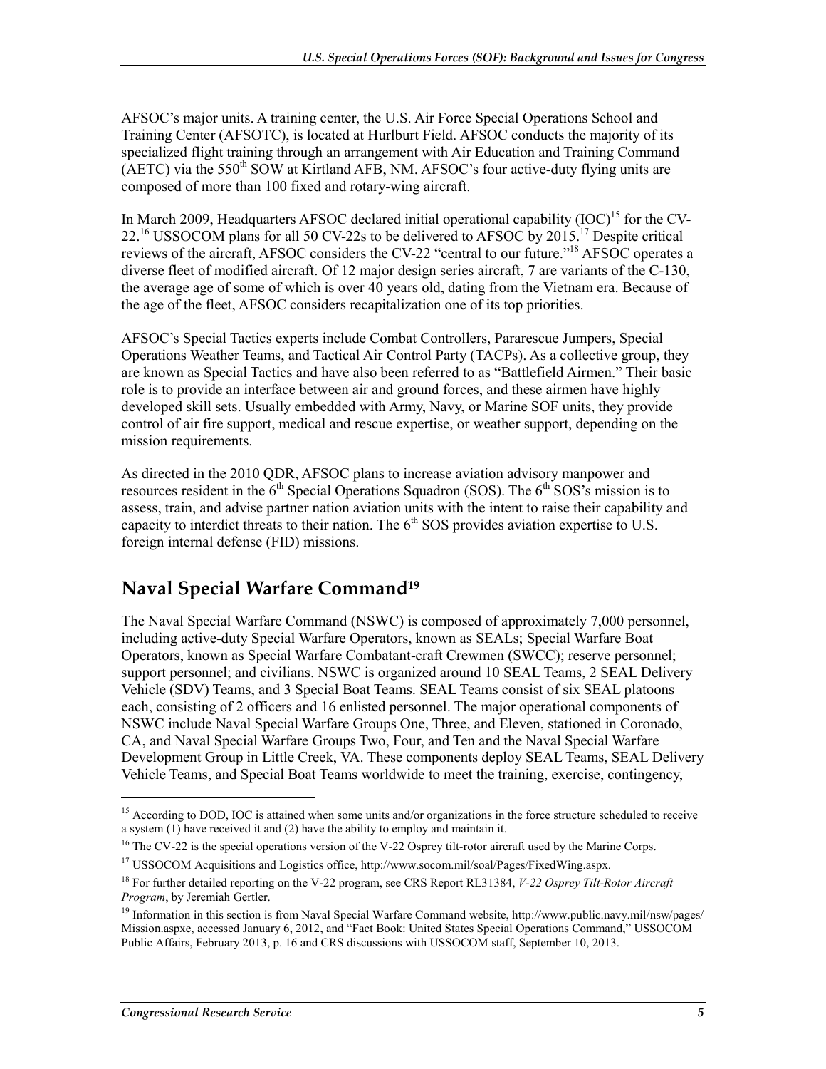AFSOC's major units. A training center, the U.S. Air Force Special Operations School and Training Center (AFSOTC), is located at Hurlburt Field. AFSOC conducts the majority of its specialized flight training through an arrangement with Air Education and Training Command (AETC) via the 550th SOW at Kirtland AFB, NM. AFSOC's four active-duty flying units are composed of more than 100 fixed and rotary-wing aircraft.

In March 2009, Headquarters AFSOC declared initial operational capability (IOC)[15] for the CV-22.[16] USSOCOM plans for all 50 CV-22s to be delivered to AFSOC by 2015.[17] Despite critical reviews of the aircraft, AFSOC considers the CV-22 "central to our future."[18] AFSOC operates a diverse fleet of modified aircraft. Of 12 major design series aircraft, 7 are variants of the C-130, the average age of some of which is over 40 years old, dating from the Vietnam era. Because of the age of the fleet, AFSOC considers recapitalization one of its top priorities.

AFSOC's Special Tactics experts include Combat Controllers, Pararescue Jumpers, Special Operations Weather Teams, and Tactical Air Control Party (TACPs). As a collective group, they are known as Special Tactics and have also been referred to as "Battlefield Airmen." Their basic role is to provide an interface between air and ground forces, and these airmen have highly developed skill sets. Usually embedded with Army, Navy, or Marine SOF units, they provide control of air fire support, medical and rescue expertise, or weather support, depending on the mission requirements.

As directed in the 2010 QDR, AFSOC plans to increase aviation advisory manpower and resources resident in the 6th Special Operations Squadron (SOS). The 6th SOS's mission is to assess, train, and advise partner nation aviation units with the intent to raise their capability and capacity to interdict threats to their nation. The 6th SOS provides aviation expertise to U.S. foreign internal defense (FID) missions.

## Naval Special Warfare Command[19]

The Naval Special Warfare Command (NSWC) is composed of approximately 7,000 personnel, including active-duty Special Warfare Operators, known as SEALs; Special Warfare Boat Operators, known as Special Warfare Combatant-craft Crewmen (SWCC); reserve personnel; support personnel; and civilians. NSWC is organized around 10 SEAL Teams, 2 SEAL Delivery Vehicle (SDV) Teams, and 3 Special Boat Teams. SEAL Teams consist of six SEAL platoons each, consisting of 2 officers and 16 enlisted personnel. The major operational components of NSWC include Naval Special Warfare Groups One, Three, and Eleven, stationed in Coronado, CA, and Naval Special Warfare Groups Two, Four, and Ten and the Naval Special Warfare Development Group in Little Creek, VA. These components deploy SEAL Teams, SEAL Delivery Vehicle Teams, and Special Boat Teams worldwide to meet the training, exercise, contingency,

---

[15] According to DOD, IOC is attained when some units and/or organizations in the force structure scheduled to receive a system (1) have received it and (2) have the ability to employ and maintain it.

[16] The CV-22 is the special operations version of the V-22 Osprey tilt-rotor aircraft used by the Marine Corps.

[17] USSOCOM Acquisitions and Logistics office, http://www.socom.mil/soal/Pages/FixedWing.aspx.

[18] For further detailed reporting on the V-22 program, see CRS Report RL31384, *V-22 Osprey Tilt-Rotor Aircraft Program*, by Jeremiah Gertler.

[19] Information in this section is from Naval Special Warfare Command website, http://www.public.navy.mil/nsw/pages/Mission.aspxe, accessed January 6, 2012, and "Fact Book: United States Special Operations Command," USSOCOM Public Affairs, February 2013, p. 16 and CRS discussions with USSOCOM staff, September 10, 2013.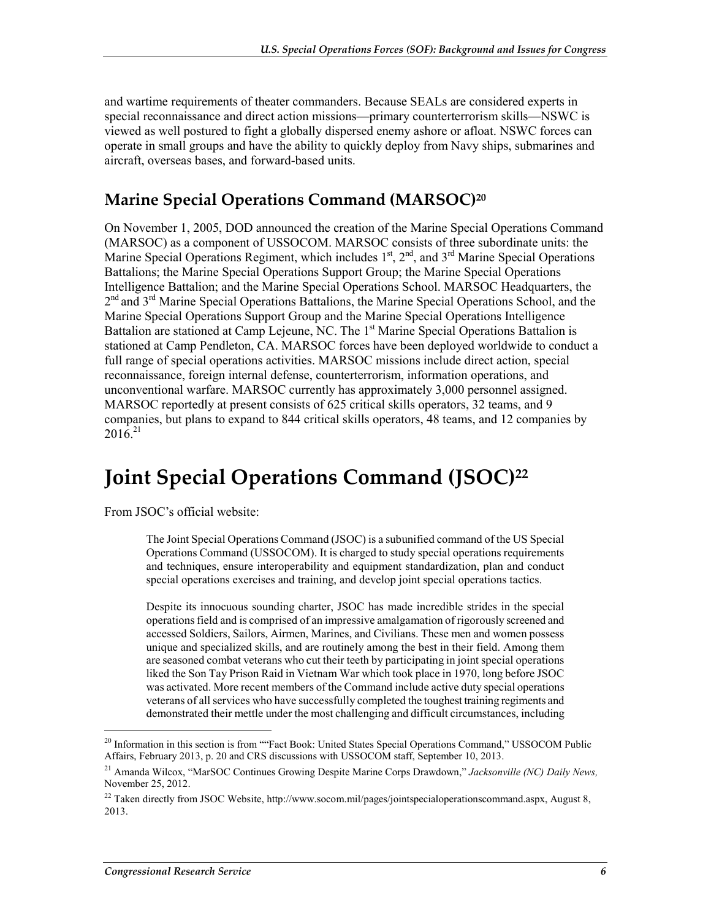and wartime requirements of theater commanders. Because SEALs are considered experts in special reconnaissance and direct action missions—primary counterterrorism skills—NSWC is viewed as well postured to fight a globally dispersed enemy ashore or afloat. NSWC forces can operate in small groups and have the ability to quickly deploy from Navy ships, submarines and aircraft, overseas bases, and forward-based units.

## Marine Special Operations Command (MARSOC)[20]

On November 1, 2005, DOD announced the creation of the Marine Special Operations Command (MARSOC) as a component of USSOCOM. MARSOC consists of three subordinate units: the Marine Special Operations Regiment, which includes 1st, 2nd, and 3rd Marine Special Operations Battalions; the Marine Special Operations Support Group; the Marine Special Operations Intelligence Battalion; and the Marine Special Operations School. MARSOC Headquarters, the 2nd and 3rd Marine Special Operations Battalions, the Marine Special Operations School, and the Marine Special Operations Support Group and the Marine Special Operations Intelligence Battalion are stationed at Camp Lejeune, NC. The 1st Marine Special Operations Battalion is stationed at Camp Pendleton, CA. MARSOC forces have been deployed worldwide to conduct a full range of special operations activities. MARSOC missions include direct action, special reconnaissance, foreign internal defense, counterterrorism, information operations, and unconventional warfare. MARSOC currently has approximately 3,000 personnel assigned. MARSOC reportedly at present consists of 625 critical skills operators, 32 teams, and 9 companies, but plans to expand to 844 critical skills operators, 48 teams, and 12 companies by 2016.[21]

# Joint Special Operations Command (JSOC)[22]

From JSOC's official website:

> The Joint Special Operations Command (JSOC) is a subunified command of the US Special Operations Command (USSOCOM). It is charged to study special operations requirements and techniques, ensure interoperability and equipment standardization, plan and conduct special operations exercises and training, and develop joint special operations tactics.
>
> Despite its innocuous sounding charter, JSOC has made incredible strides in the special operations field and is comprised of an impressive amalgamation of rigorously screened and accessed Soldiers, Sailors, Airmen, Marines, and Civilians. These men and women possess unique and specialized skills, and are routinely among the best in their field. Among them are seasoned combat veterans who cut their teeth by participating in joint special operations liked the Son Tay Prison Raid in Vietnam War which took place in 1970, long before JSOC was activated. More recent members of the Command include active duty special operations veterans of all services who have successfully completed the toughest training regiments and demonstrated their mettle under the most challenging and difficult circumstances, including

---

[20] Information in this section is from ""Fact Book: United States Special Operations Command," USSOCOM Public Affairs, February 2013, p. 20 and CRS discussions with USSOCOM staff, September 10, 2013.

[21] Amanda Wilcox, "MarSOC Continues Growing Despite Marine Corps Drawdown," *Jacksonville (NC) Daily News,* November 25, 2012.

[22] Taken directly from JSOC Website, http://www.socom.mil/pages/jointspecialoperationscommand.aspx, August 8, 2013.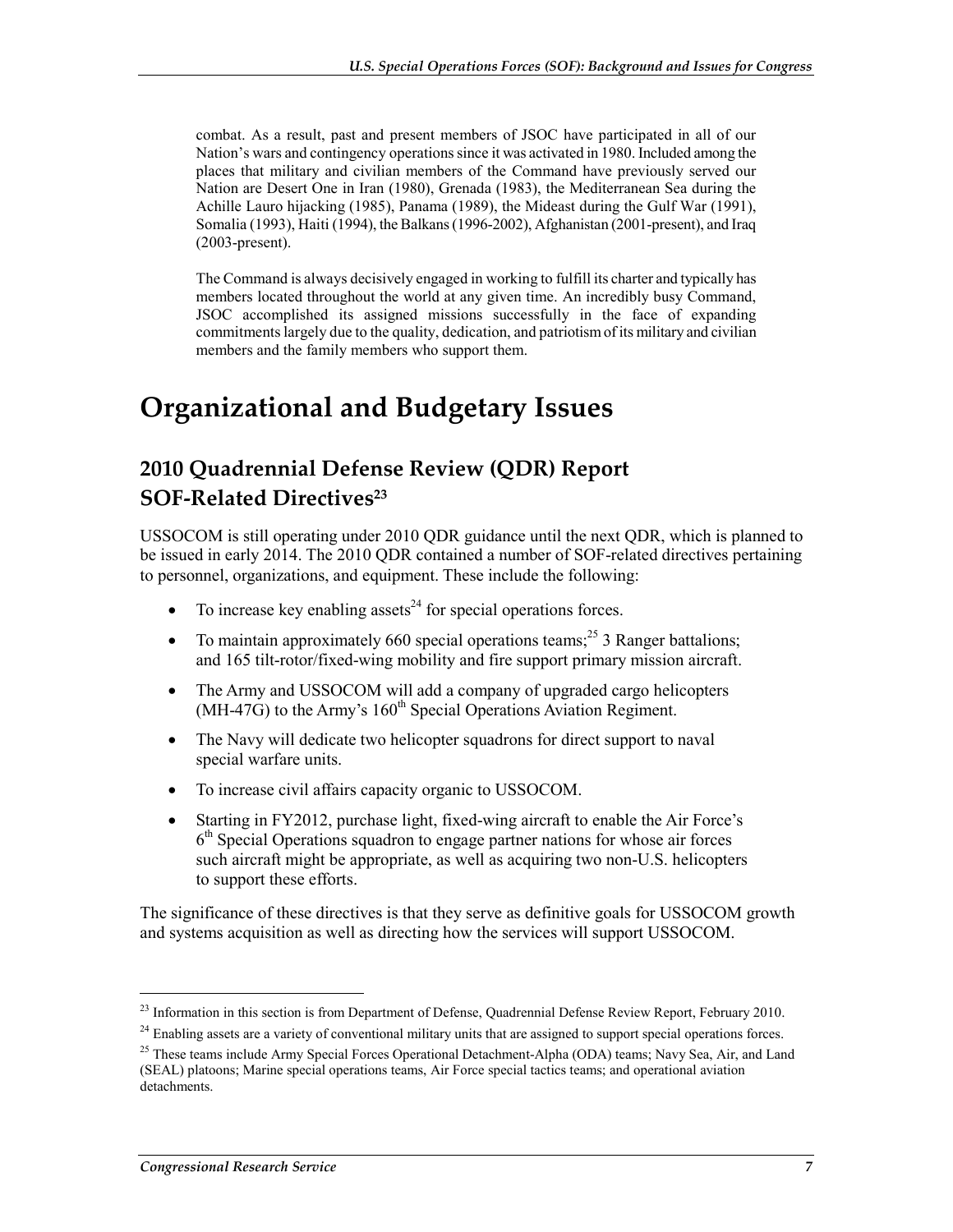combat. As a result, past and present members of JSOC have participated in all of our Nation's wars and contingency operations since it was activated in 1980. Included among the places that military and civilian members of the Command have previously served our Nation are Desert One in Iran (1980), Grenada (1983), the Mediterranean Sea during the Achille Lauro hijacking (1985), Panama (1989), the Mideast during the Gulf War (1991), Somalia (1993), Haiti (1994), the Balkans (1996-2002), Afghanistan (2001-present), and Iraq (2003-present).

The Command is always decisively engaged in working to fulfill its charter and typically has members located throughout the world at any given time. An incredibly busy Command, JSOC accomplished its assigned missions successfully in the face of expanding commitments largely due to the quality, dedication, and patriotism of its military and civilian members and the family members who support them.

# Organizational and Budgetary Issues

## 2010 Quadrennial Defense Review (QDR) Report SOF-Related Directives[23]

USSOCOM is still operating under 2010 QDR guidance until the next QDR, which is planned to be issued in early 2014. The 2010 QDR contained a number of SOF-related directives pertaining to personnel, organizations, and equipment. These include the following:

- To increase key enabling assets[24] for special operations forces.
- To maintain approximately 660 special operations teams;[25] 3 Ranger battalions; and 165 tilt-rotor/fixed-wing mobility and fire support primary mission aircraft.
- The Army and USSOCOM will add a company of upgraded cargo helicopters (MH-47G) to the Army's 160th Special Operations Aviation Regiment.
- The Navy will dedicate two helicopter squadrons for direct support to naval special warfare units.
- To increase civil affairs capacity organic to USSOCOM.
- Starting in FY2012, purchase light, fixed-wing aircraft to enable the Air Force's 6th Special Operations squadron to engage partner nations for whose air forces such aircraft might be appropriate, as well as acquiring two non-U.S. helicopters to support these efforts.

The significance of these directives is that they serve as definitive goals for USSOCOM growth and systems acquisition as well as directing how the services will support USSOCOM.

---

[23] Information in this section is from Department of Defense, Quadrennial Defense Review Report, February 2010.

[24] Enabling assets are a variety of conventional military units that are assigned to support special operations forces.

[25] These teams include Army Special Forces Operational Detachment-Alpha (ODA) teams; Navy Sea, Air, and Land (SEAL) platoons; Marine special operations teams, Air Force special tactics teams; and operational aviation detachments.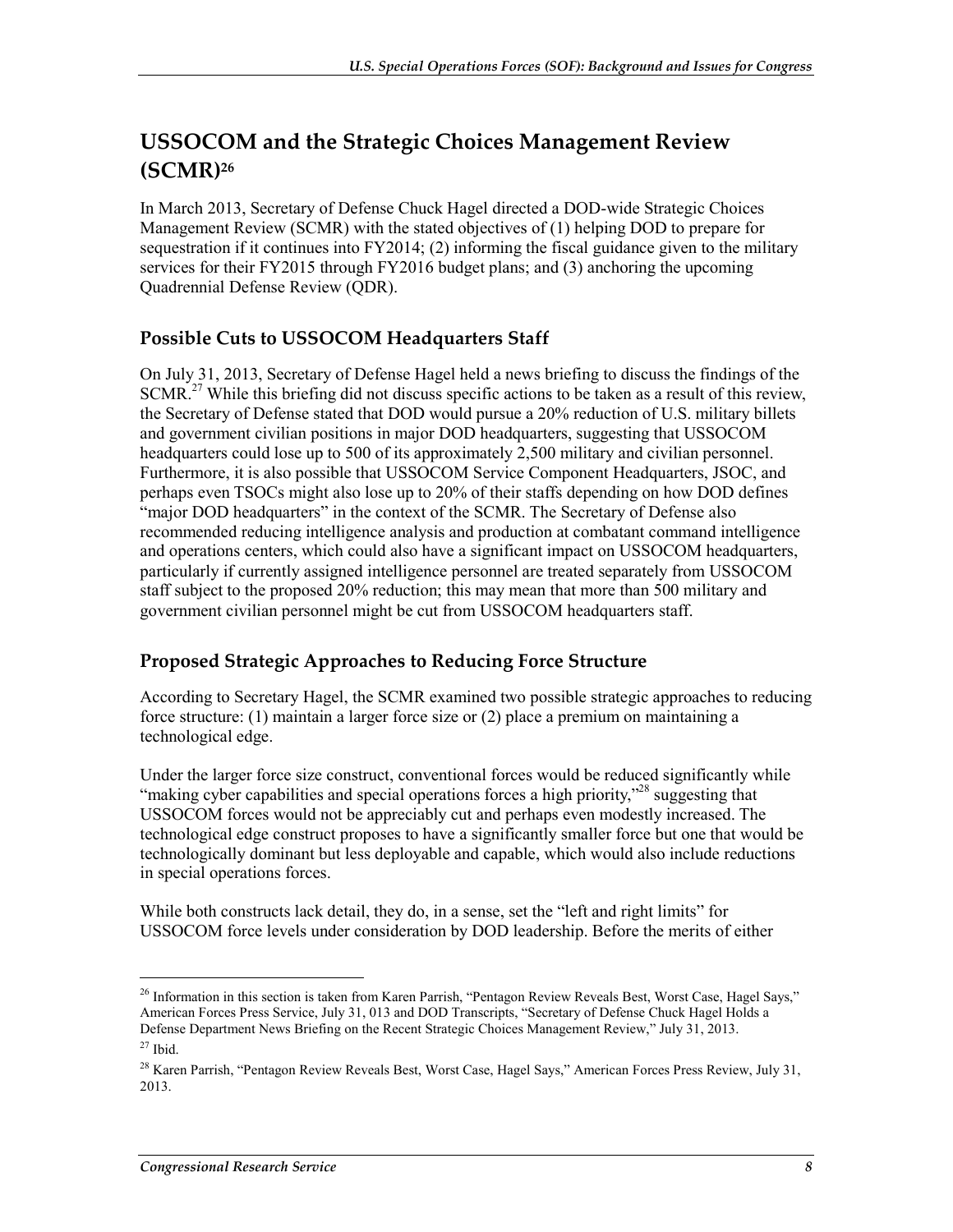## USSOCOM and the Strategic Choices Management Review (SCMR)[26]

In March 2013, Secretary of Defense Chuck Hagel directed a DOD-wide Strategic Choices Management Review (SCMR) with the stated objectives of (1) helping DOD to prepare for sequestration if it continues into FY2014; (2) informing the fiscal guidance given to the military services for their FY2015 through FY2016 budget plans; and (3) anchoring the upcoming Quadrennial Defense Review (QDR).

### Possible Cuts to USSOCOM Headquarters Staff

On July 31, 2013, Secretary of Defense Hagel held a news briefing to discuss the findings of the SCMR.[27] While this briefing did not discuss specific actions to be taken as a result of this review, the Secretary of Defense stated that DOD would pursue a 20% reduction of U.S. military billets and government civilian positions in major DOD headquarters, suggesting that USSOCOM headquarters could lose up to 500 of its approximately 2,500 military and civilian personnel. Furthermore, it is also possible that USSOCOM Service Component Headquarters, JSOC, and perhaps even TSOCs might also lose up to 20% of their staffs depending on how DOD defines "major DOD headquarters" in the context of the SCMR. The Secretary of Defense also recommended reducing intelligence analysis and production at combatant command intelligence and operations centers, which could also have a significant impact on USSOCOM headquarters, particularly if currently assigned intelligence personnel are treated separately from USSOCOM staff subject to the proposed 20% reduction; this may mean that more than 500 military and government civilian personnel might be cut from USSOCOM headquarters staff.

### Proposed Strategic Approaches to Reducing Force Structure

According to Secretary Hagel, the SCMR examined two possible strategic approaches to reducing force structure: (1) maintain a larger force size or (2) place a premium on maintaining a technological edge.

Under the larger force size construct, conventional forces would be reduced significantly while "making cyber capabilities and special operations forces a high priority,"[28] suggesting that USSOCOM forces would not be appreciably cut and perhaps even modestly increased. The technological edge construct proposes to have a significantly smaller force but one that would be technologically dominant but less deployable and capable, which would also include reductions in special operations forces.

While both constructs lack detail, they do, in a sense, set the "left and right limits" for USSOCOM force levels under consideration by DOD leadership. Before the merits of either

---

[26] Information in this section is taken from Karen Parrish, "Pentagon Review Reveals Best, Worst Case, Hagel Says," American Forces Press Service, July 31, 013 and DOD Transcripts, "Secretary of Defense Chuck Hagel Holds a Defense Department News Briefing on the Recent Strategic Choices Management Review," July 31, 2013.

[27] Ibid.

[28] Karen Parrish, "Pentagon Review Reveals Best, Worst Case, Hagel Says," American Forces Press Review, July 31, 2013.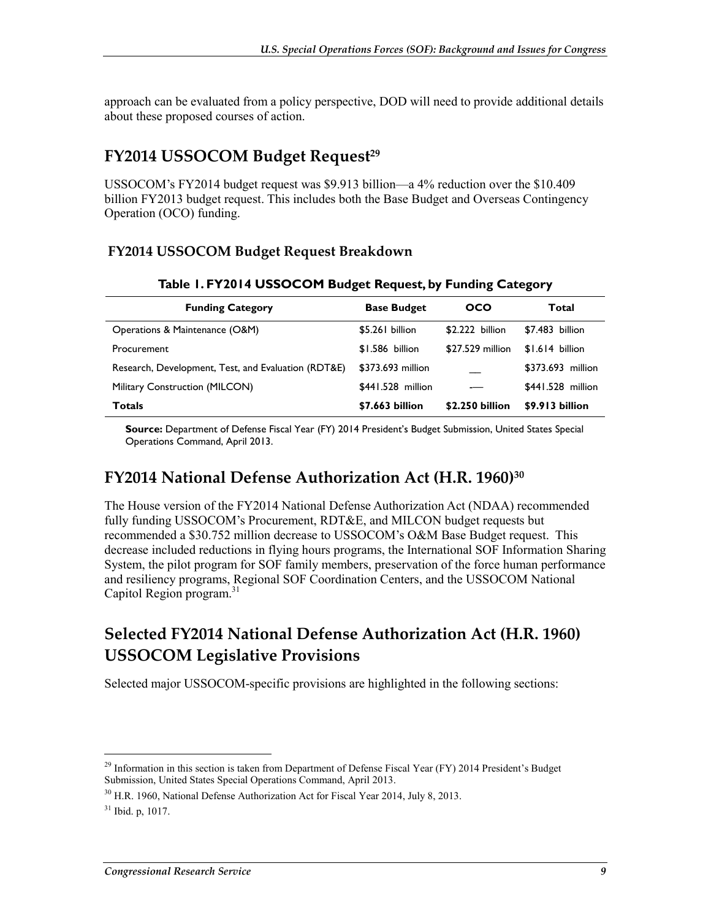approach can be evaluated from a policy perspective, DOD will need to provide additional details about these proposed courses of action.

## FY2014 USSOCOM Budget Request[29]

USSOCOM's FY2014 budget request was $9.913 billion—a 4% reduction over the $10.409 billion FY2013 budget request. This includes both the Base Budget and Overseas Contingency Operation (OCO) funding.

### FY2014 USSOCOM Budget Request Breakdown

**Table 1. FY2014 USSOCOM Budget Request, by Funding Category**

| Funding Category | Base Budget | OCO | Total |
|---|---|---|---|
| Operations & Maintenance (O&M) | $5.261 billion | $2.222 billion | $7.483 billion |
| Procurement | $1.586 billion | $27.529 million | $1.614 billion |
| Research, Development, Test, and Evaluation (RDT&E) | $373.693 million | — | $373.693 million |
| Military Construction (MILCON) | $441.528 million | — | $441.528 million |
| **Totals** | **$7.663 billion** | **$2.250 billion** | **$9.913 billion** |

**Source:** Department of Defense Fiscal Year (FY) 2014 President's Budget Submission, United States Special Operations Command, April 2013.

## FY2014 National Defense Authorization Act (H.R. 1960)[30]

The House version of the FY2014 National Defense Authorization Act (NDAA) recommended fully funding USSOCOM's Procurement, RDT&E, and MILCON budget requests but recommended a $30.752 million decrease to USSOCOM's O&M Base Budget request. This decrease included reductions in flying hours programs, the International SOF Information Sharing System, the pilot program for SOF family members, preservation of the force human performance and resiliency programs, Regional SOF Coordination Centers, and the USSOCOM National Capitol Region program.[31]

## Selected FY2014 National Defense Authorization Act (H.R. 1960) USSOCOM Legislative Provisions

Selected major USSOCOM-specific provisions are highlighted in the following sections:

---

[29] Information in this section is taken from Department of Defense Fiscal Year (FY) 2014 President's Budget Submission, United States Special Operations Command, April 2013.

[30] H.R. 1960, National Defense Authorization Act for Fiscal Year 2014, July 8, 2013.

[31] Ibid. p, 1017.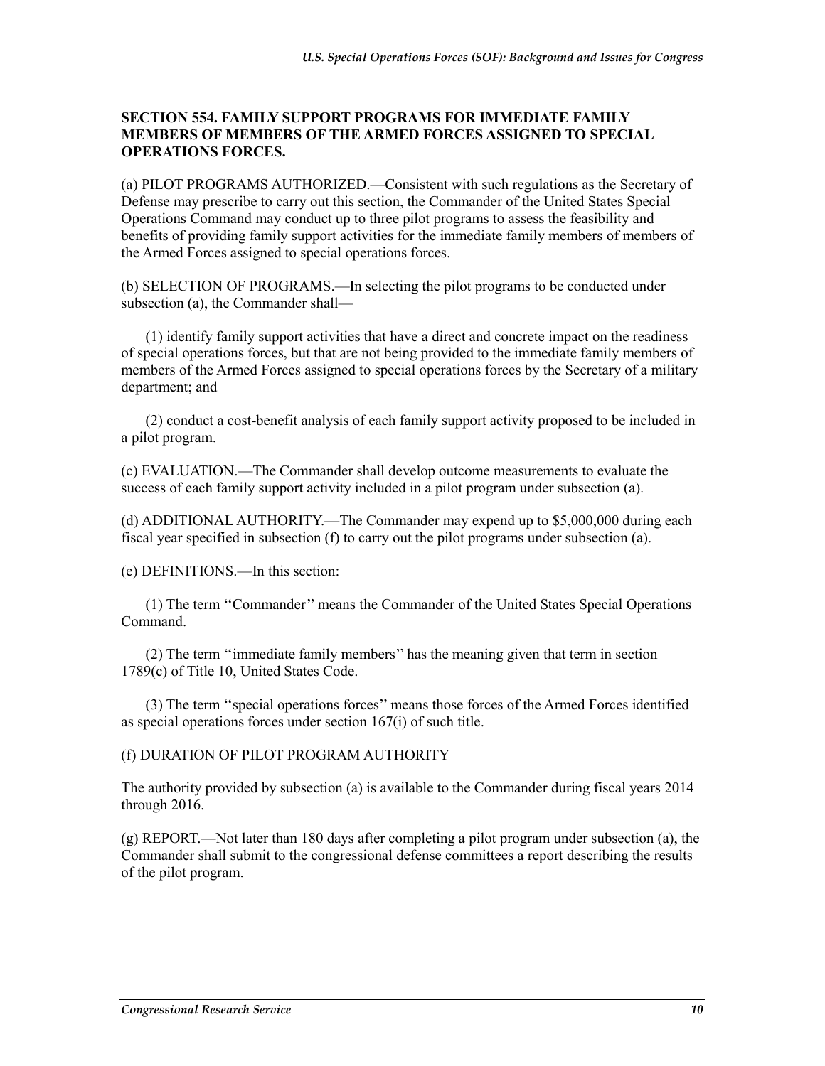**SECTION 554. FAMILY SUPPORT PROGRAMS FOR IMMEDIATE FAMILY MEMBERS OF MEMBERS OF THE ARMED FORCES ASSIGNED TO SPECIAL OPERATIONS FORCES.**

(a) PILOT PROGRAMS AUTHORIZED.—Consistent with such regulations as the Secretary of Defense may prescribe to carry out this section, the Commander of the United States Special Operations Command may conduct up to three pilot programs to assess the feasibility and benefits of providing family support activities for the immediate family members of members of the Armed Forces assigned to special operations forces.

(b) SELECTION OF PROGRAMS.—In selecting the pilot programs to be conducted under subsection (a), the Commander shall—

(1) identify family support activities that have a direct and concrete impact on the readiness of special operations forces, but that are not being provided to the immediate family members of members of the Armed Forces assigned to special operations forces by the Secretary of a military department; and

(2) conduct a cost-benefit analysis of each family support activity proposed to be included in a pilot program.

(c) EVALUATION.—The Commander shall develop outcome measurements to evaluate the success of each family support activity included in a pilot program under subsection (a).

(d) ADDITIONAL AUTHORITY.—The Commander may expend up to $5,000,000 during each fiscal year specified in subsection (f) to carry out the pilot programs under subsection (a).

(e) DEFINITIONS.—In this section:

(1) The term ''Commander'' means the Commander of the United States Special Operations Command.

(2) The term ''immediate family members'' has the meaning given that term in section 1789(c) of Title 10, United States Code.

(3) The term ''special operations forces'' means those forces of the Armed Forces identified as special operations forces under section 167(i) of such title.

(f) DURATION OF PILOT PROGRAM AUTHORITY

The authority provided by subsection (a) is available to the Commander during fiscal years 2014 through 2016.

(g) REPORT.—Not later than 180 days after completing a pilot program under subsection (a), the Commander shall submit to the congressional defense committees a report describing the results of the pilot program.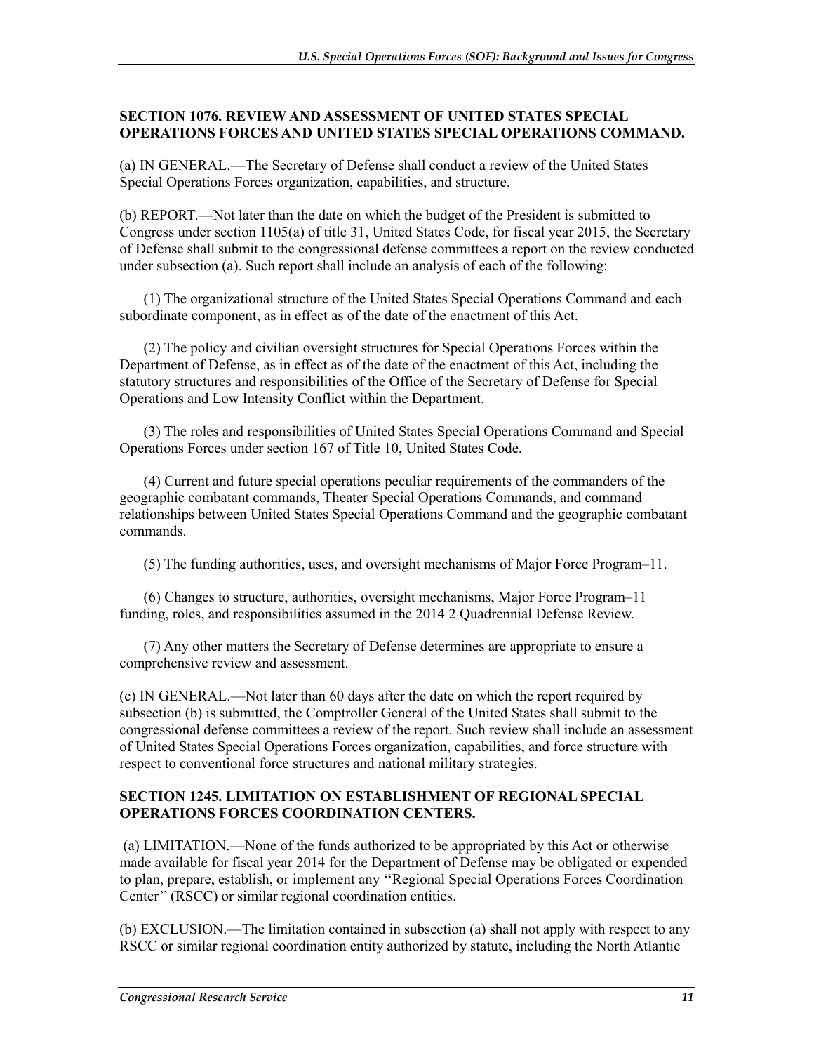**SECTION 1076. REVIEW AND ASSESSMENT OF UNITED STATES SPECIAL OPERATIONS FORCES AND UNITED STATES SPECIAL OPERATIONS COMMAND.**

(a) IN GENERAL.—The Secretary of Defense shall conduct a review of the United States Special Operations Forces organization, capabilities, and structure.

(b) REPORT.—Not later than the date on which the budget of the President is submitted to Congress under section 1105(a) of title 31, United States Code, for fiscal year 2015, the Secretary of Defense shall submit to the congressional defense committees a report on the review conducted under subsection (a). Such report shall include an analysis of each of the following:

(1) The organizational structure of the United States Special Operations Command and each subordinate component, as in effect as of the date of the enactment of this Act.

(2) The policy and civilian oversight structures for Special Operations Forces within the Department of Defense, as in effect as of the date of the enactment of this Act, including the statutory structures and responsibilities of the Office of the Secretary of Defense for Special Operations and Low Intensity Conflict within the Department.

(3) The roles and responsibilities of United States Special Operations Command and Special Operations Forces under section 167 of Title 10, United States Code.

(4) Current and future special operations peculiar requirements of the commanders of the geographic combatant commands, Theater Special Operations Commands, and command relationships between United States Special Operations Command and the geographic combatant commands.

(5) The funding authorities, uses, and oversight mechanisms of Major Force Program–11.

(6) Changes to structure, authorities, oversight mechanisms, Major Force Program–11 funding, roles, and responsibilities assumed in the 2014 2 Quadrennial Defense Review.

(7) Any other matters the Secretary of Defense determines are appropriate to ensure a comprehensive review and assessment.

(c) IN GENERAL.—Not later than 60 days after the date on which the report required by subsection (b) is submitted, the Comptroller General of the United States shall submit to the congressional defense committees a review of the report. Such review shall include an assessment of United States Special Operations Forces organization, capabilities, and force structure with respect to conventional force structures and national military strategies.

**SECTION 1245. LIMITATION ON ESTABLISHMENT OF REGIONAL SPECIAL OPERATIONS FORCES COORDINATION CENTERS.**

(a) LIMITATION.—None of the funds authorized to be appropriated by this Act or otherwise made available for fiscal year 2014 for the Department of Defense may be obligated or expended to plan, prepare, establish, or implement any ''Regional Special Operations Forces Coordination Center'' (RSCC) or similar regional coordination entities.

(b) EXCLUSION.—The limitation contained in subsection (a) shall not apply with respect to any RSCC or similar regional coordination entity authorized by statute, including the North Atlantic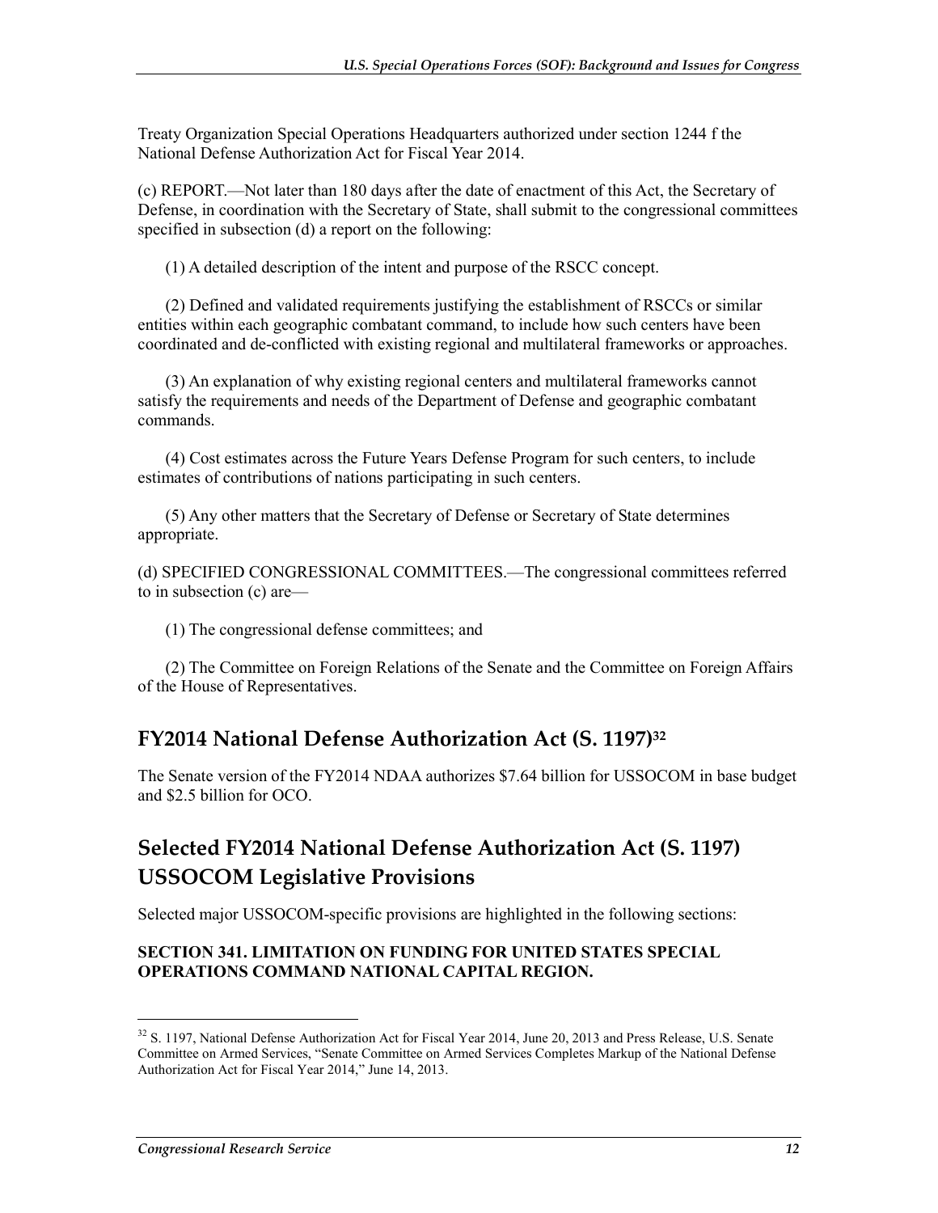Treaty Organization Special Operations Headquarters authorized under section 1244 f the National Defense Authorization Act for Fiscal Year 2014.

(c) REPORT.—Not later than 180 days after the date of enactment of this Act, the Secretary of Defense, in coordination with the Secretary of State, shall submit to the congressional committees specified in subsection (d) a report on the following:

(1) A detailed description of the intent and purpose of the RSCC concept.

(2) Defined and validated requirements justifying the establishment of RSCCs or similar entities within each geographic combatant command, to include how such centers have been coordinated and de-conflicted with existing regional and multilateral frameworks or approaches.

(3) An explanation of why existing regional centers and multilateral frameworks cannot satisfy the requirements and needs of the Department of Defense and geographic combatant commands.

(4) Cost estimates across the Future Years Defense Program for such centers, to include estimates of contributions of nations participating in such centers.

(5) Any other matters that the Secretary of Defense or Secretary of State determines appropriate.

(d) SPECIFIED CONGRESSIONAL COMMITTEES.—The congressional committees referred to in subsection (c) are—

(1) The congressional defense committees; and

(2) The Committee on Foreign Relations of the Senate and the Committee on Foreign Affairs of the House of Representatives.

## FY2014 National Defense Authorization Act (S. 1197)[32]

The Senate version of the FY2014 NDAA authorizes $7.64 billion for USSOCOM in base budget and $2.5 billion for OCO.

## Selected FY2014 National Defense Authorization Act (S. 1197) USSOCOM Legislative Provisions

Selected major USSOCOM-specific provisions are highlighted in the following sections:

**SECTION 341. LIMITATION ON FUNDING FOR UNITED STATES SPECIAL OPERATIONS COMMAND NATIONAL CAPITAL REGION.**

[32] S. 1197, National Defense Authorization Act for Fiscal Year 2014, June 20, 2013 and Press Release, U.S. Senate Committee on Armed Services, "Senate Committee on Armed Services Completes Markup of the National Defense Authorization Act for Fiscal Year 2014," June 14, 2013.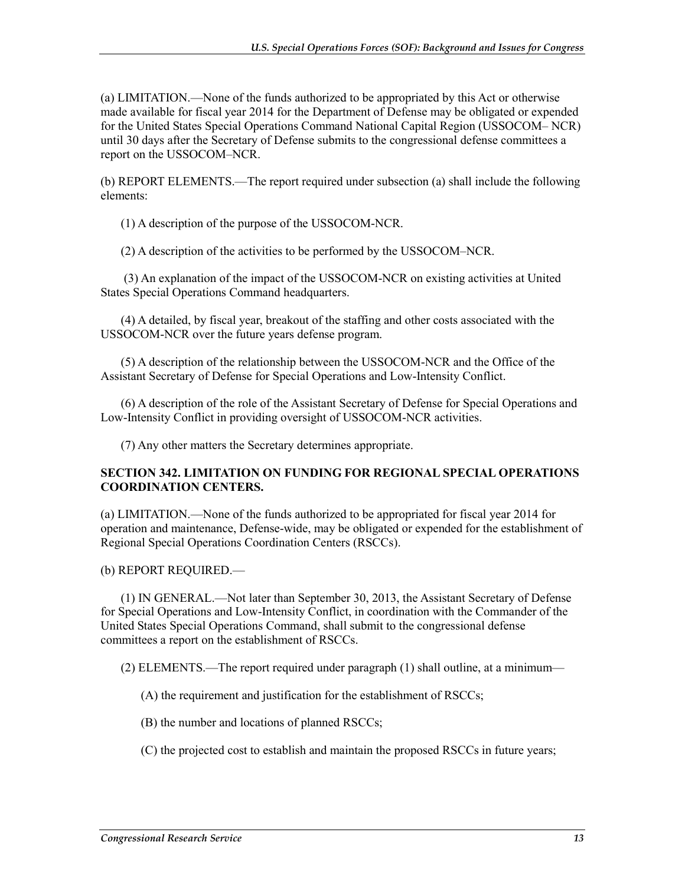(a) LIMITATION.—None of the funds authorized to be appropriated by this Act or otherwise made available for fiscal year 2014 for the Department of Defense may be obligated or expended for the United States Special Operations Command National Capital Region (USSOCOM– NCR) until 30 days after the Secretary of Defense submits to the congressional defense committees a report on the USSOCOM–NCR.

(b) REPORT ELEMENTS.—The report required under subsection (a) shall include the following elements:

(1) A description of the purpose of the USSOCOM-NCR.

(2) A description of the activities to be performed by the USSOCOM–NCR.

(3) An explanation of the impact of the USSOCOM-NCR on existing activities at United States Special Operations Command headquarters.

(4) A detailed, by fiscal year, breakout of the staffing and other costs associated with the USSOCOM-NCR over the future years defense program.

(5) A description of the relationship between the USSOCOM-NCR and the Office of the Assistant Secretary of Defense for Special Operations and Low-Intensity Conflict.

(6) A description of the role of the Assistant Secretary of Defense for Special Operations and Low-Intensity Conflict in providing oversight of USSOCOM-NCR activities.

(7) Any other matters the Secretary determines appropriate.

**SECTION 342. LIMITATION ON FUNDING FOR REGIONAL SPECIAL OPERATIONS COORDINATION CENTERS.**

(a) LIMITATION.—None of the funds authorized to be appropriated for fiscal year 2014 for operation and maintenance, Defense-wide, may be obligated or expended for the establishment of Regional Special Operations Coordination Centers (RSCCs).

(b) REPORT REQUIRED.—

(1) IN GENERAL.—Not later than September 30, 2013, the Assistant Secretary of Defense for Special Operations and Low-Intensity Conflict, in coordination with the Commander of the United States Special Operations Command, shall submit to the congressional defense committees a report on the establishment of RSCCs.

(2) ELEMENTS.—The report required under paragraph (1) shall outline, at a minimum—

(A) the requirement and justification for the establishment of RSCCs;

(B) the number and locations of planned RSCCs;

(C) the projected cost to establish and maintain the proposed RSCCs in future years;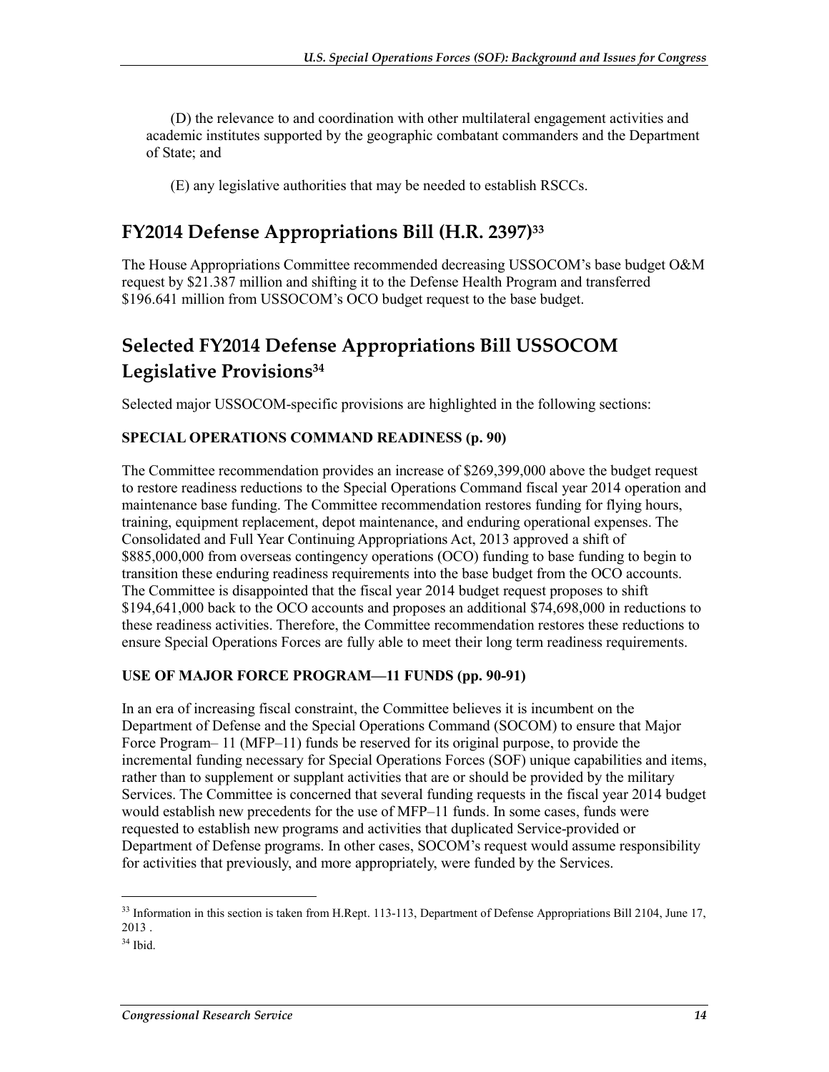(D) the relevance to and coordination with other multilateral engagement activities and academic institutes supported by the geographic combatant commanders and the Department of State; and

(E) any legislative authorities that may be needed to establish RSCCs.

## FY2014 Defense Appropriations Bill (H.R. 2397)[33]

The House Appropriations Committee recommended decreasing USSOCOM's base budget O&M request by $21.387 million and shifting it to the Defense Health Program and transferred $196.641 million from USSOCOM's OCO budget request to the base budget.

## Selected FY2014 Defense Appropriations Bill USSOCOM Legislative Provisions[34]

Selected major USSOCOM-specific provisions are highlighted in the following sections:

### SPECIAL OPERATIONS COMMAND READINESS (p. 90)

The Committee recommendation provides an increase of $269,399,000 above the budget request to restore readiness reductions to the Special Operations Command fiscal year 2014 operation and maintenance base funding. The Committee recommendation restores funding for flying hours, training, equipment replacement, depot maintenance, and enduring operational expenses. The Consolidated and Full Year Continuing Appropriations Act, 2013 approved a shift of $885,000,000 from overseas contingency operations (OCO) funding to base funding to begin to transition these enduring readiness requirements into the base budget from the OCO accounts. The Committee is disappointed that the fiscal year 2014 budget request proposes to shift $194,641,000 back to the OCO accounts and proposes an additional $74,698,000 in reductions to these readiness activities. Therefore, the Committee recommendation restores these reductions to ensure Special Operations Forces are fully able to meet their long term readiness requirements.

### USE OF MAJOR FORCE PROGRAM—11 FUNDS (pp. 90-91)

In an era of increasing fiscal constraint, the Committee believes it is incumbent on the Department of Defense and the Special Operations Command (SOCOM) to ensure that Major Force Program– 11 (MFP–11) funds be reserved for its original purpose, to provide the incremental funding necessary for Special Operations Forces (SOF) unique capabilities and items, rather than to supplement or supplant activities that are or should be provided by the military Services. The Committee is concerned that several funding requests in the fiscal year 2014 budget would establish new precedents for the use of MFP–11 funds. In some cases, funds were requested to establish new programs and activities that duplicated Service-provided or Department of Defense programs. In other cases, SOCOM's request would assume responsibility for activities that previously, and more appropriately, were funded by the Services.

---

[33] Information in this section is taken from H.Rept. 113-113, Department of Defense Appropriations Bill 2104, June 17, 2013 .

[34] Ibid.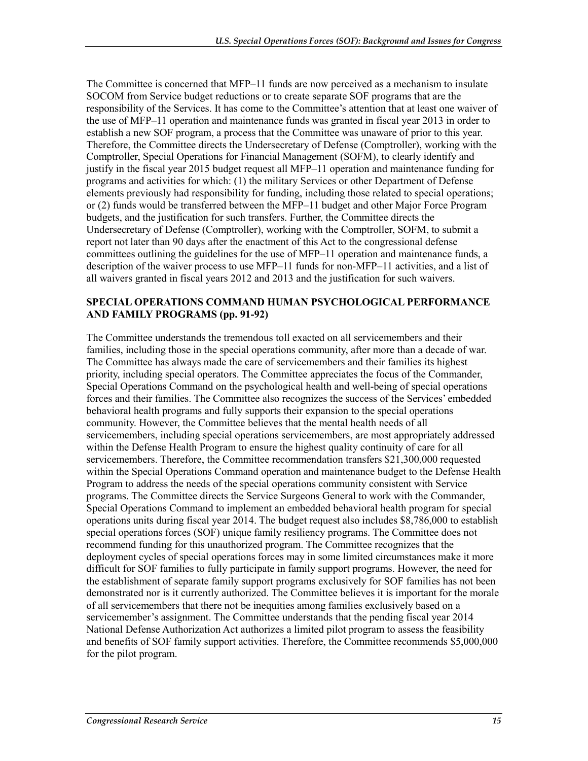The Committee is concerned that MFP–11 funds are now perceived as a mechanism to insulate SOCOM from Service budget reductions or to create separate SOF programs that are the responsibility of the Services. It has come to the Committee's attention that at least one waiver of the use of MFP–11 operation and maintenance funds was granted in fiscal year 2013 in order to establish a new SOF program, a process that the Committee was unaware of prior to this year. Therefore, the Committee directs the Undersecretary of Defense (Comptroller), working with the Comptroller, Special Operations for Financial Management (SOFM), to clearly identify and justify in the fiscal year 2015 budget request all MFP–11 operation and maintenance funding for programs and activities for which: (1) the military Services or other Department of Defense elements previously had responsibility for funding, including those related to special operations; or (2) funds would be transferred between the MFP–11 budget and other Major Force Program budgets, and the justification for such transfers. Further, the Committee directs the Undersecretary of Defense (Comptroller), working with the Comptroller, SOFM, to submit a report not later than 90 days after the enactment of this Act to the congressional defense committees outlining the guidelines for the use of MFP–11 operation and maintenance funds, a description of the waiver process to use MFP–11 funds for non-MFP–11 activities, and a list of all waivers granted in fiscal years 2012 and 2013 and the justification for such waivers.

**SPECIAL OPERATIONS COMMAND HUMAN PSYCHOLOGICAL PERFORMANCE AND FAMILY PROGRAMS (pp. 91-92)**

The Committee understands the tremendous toll exacted on all servicemembers and their families, including those in the special operations community, after more than a decade of war. The Committee has always made the care of servicemembers and their families its highest priority, including special operators. The Committee appreciates the focus of the Commander, Special Operations Command on the psychological health and well-being of special operations forces and their families. The Committee also recognizes the success of the Services' embedded behavioral health programs and fully supports their expansion to the special operations community. However, the Committee believes that the mental health needs of all servicemembers, including special operations servicemembers, are most appropriately addressed within the Defense Health Program to ensure the highest quality continuity of care for all servicemembers. Therefore, the Committee recommendation transfers $21,300,000 requested within the Special Operations Command operation and maintenance budget to the Defense Health Program to address the needs of the special operations community consistent with Service programs. The Committee directs the Service Surgeons General to work with the Commander, Special Operations Command to implement an embedded behavioral health program for special operations units during fiscal year 2014. The budget request also includes $8,786,000 to establish special operations forces (SOF) unique family resiliency programs. The Committee does not recommend funding for this unauthorized program. The Committee recognizes that the deployment cycles of special operations forces may in some limited circumstances make it more difficult for SOF families to fully participate in family support programs. However, the need for the establishment of separate family support programs exclusively for SOF families has not been demonstrated nor is it currently authorized. The Committee believes it is important for the morale of all servicemembers that there not be inequities among families exclusively based on a servicemember's assignment. The Committee understands that the pending fiscal year 2014 National Defense Authorization Act authorizes a limited pilot program to assess the feasibility and benefits of SOF family support activities. Therefore, the Committee recommends $5,000,000 for the pilot program.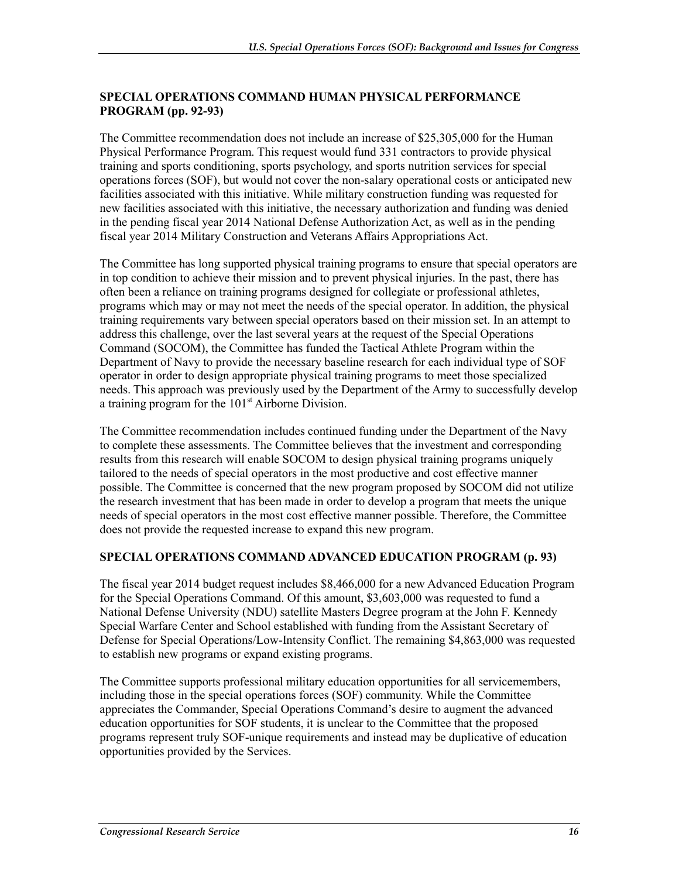**SPECIAL OPERATIONS COMMAND HUMAN PHYSICAL PERFORMANCE PROGRAM (pp. 92-93)**

The Committee recommendation does not include an increase of $25,305,000 for the Human Physical Performance Program. This request would fund 331 contractors to provide physical training and sports conditioning, sports psychology, and sports nutrition services for special operations forces (SOF), but would not cover the non-salary operational costs or anticipated new facilities associated with this initiative. While military construction funding was requested for new facilities associated with this initiative, the necessary authorization and funding was denied in the pending fiscal year 2014 National Defense Authorization Act, as well as in the pending fiscal year 2014 Military Construction and Veterans Affairs Appropriations Act.

The Committee has long supported physical training programs to ensure that special operators are in top condition to achieve their mission and to prevent physical injuries. In the past, there has often been a reliance on training programs designed for collegiate or professional athletes, programs which may or may not meet the needs of the special operator. In addition, the physical training requirements vary between special operators based on their mission set. In an attempt to address this challenge, over the last several years at the request of the Special Operations Command (SOCOM), the Committee has funded the Tactical Athlete Program within the Department of Navy to provide the necessary baseline research for each individual type of SOF operator in order to design appropriate physical training programs to meet those specialized needs. This approach was previously used by the Department of the Army to successfully develop a training program for the 101st Airborne Division.

The Committee recommendation includes continued funding under the Department of the Navy to complete these assessments. The Committee believes that the investment and corresponding results from this research will enable SOCOM to design physical training programs uniquely tailored to the needs of special operators in the most productive and cost effective manner possible. The Committee is concerned that the new program proposed by SOCOM did not utilize the research investment that has been made in order to develop a program that meets the unique needs of special operators in the most cost effective manner possible. Therefore, the Committee does not provide the requested increase to expand this new program.

**SPECIAL OPERATIONS COMMAND ADVANCED EDUCATION PROGRAM (p. 93)**

The fiscal year 2014 budget request includes $8,466,000 for a new Advanced Education Program for the Special Operations Command. Of this amount, $3,603,000 was requested to fund a National Defense University (NDU) satellite Masters Degree program at the John F. Kennedy Special Warfare Center and School established with funding from the Assistant Secretary of Defense for Special Operations/Low-Intensity Conflict. The remaining $4,863,000 was requested to establish new programs or expand existing programs.

The Committee supports professional military education opportunities for all servicemembers, including those in the special operations forces (SOF) community. While the Committee appreciates the Commander, Special Operations Command's desire to augment the advanced education opportunities for SOF students, it is unclear to the Committee that the proposed programs represent truly SOF-unique requirements and instead may be duplicative of education opportunities provided by the Services.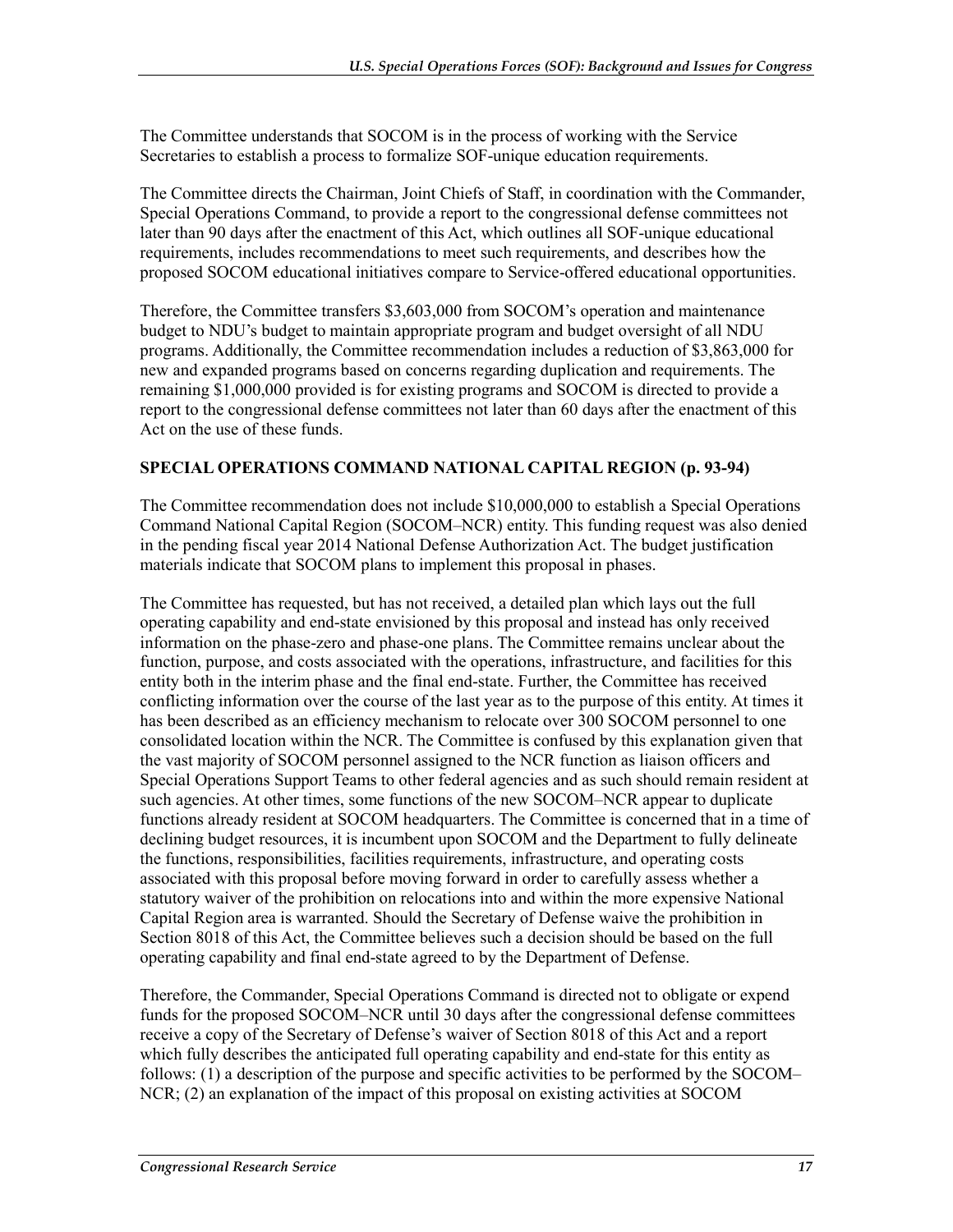The Committee understands that SOCOM is in the process of working with the Service Secretaries to establish a process to formalize SOF-unique education requirements.

The Committee directs the Chairman, Joint Chiefs of Staff, in coordination with the Commander, Special Operations Command, to provide a report to the congressional defense committees not later than 90 days after the enactment of this Act, which outlines all SOF-unique educational requirements, includes recommendations to meet such requirements, and describes how the proposed SOCOM educational initiatives compare to Service-offered educational opportunities.

Therefore, the Committee transfers $3,603,000 from SOCOM's operation and maintenance budget to NDU's budget to maintain appropriate program and budget oversight of all NDU programs. Additionally, the Committee recommendation includes a reduction of $3,863,000 for new and expanded programs based on concerns regarding duplication and requirements. The remaining $1,000,000 provided is for existing programs and SOCOM is directed to provide a report to the congressional defense committees not later than 60 days after the enactment of this Act on the use of these funds.

**SPECIAL OPERATIONS COMMAND NATIONAL CAPITAL REGION (p. 93-94)**

The Committee recommendation does not include $10,000,000 to establish a Special Operations Command National Capital Region (SOCOM–NCR) entity. This funding request was also denied in the pending fiscal year 2014 National Defense Authorization Act. The budget justification materials indicate that SOCOM plans to implement this proposal in phases.

The Committee has requested, but has not received, a detailed plan which lays out the full operating capability and end-state envisioned by this proposal and instead has only received information on the phase-zero and phase-one plans. The Committee remains unclear about the function, purpose, and costs associated with the operations, infrastructure, and facilities for this entity both in the interim phase and the final end-state. Further, the Committee has received conflicting information over the course of the last year as to the purpose of this entity. At times it has been described as an efficiency mechanism to relocate over 300 SOCOM personnel to one consolidated location within the NCR. The Committee is confused by this explanation given that the vast majority of SOCOM personnel assigned to the NCR function as liaison officers and Special Operations Support Teams to other federal agencies and as such should remain resident at such agencies. At other times, some functions of the new SOCOM–NCR appear to duplicate functions already resident at SOCOM headquarters. The Committee is concerned that in a time of declining budget resources, it is incumbent upon SOCOM and the Department to fully delineate the functions, responsibilities, facilities requirements, infrastructure, and operating costs associated with this proposal before moving forward in order to carefully assess whether a statutory waiver of the prohibition on relocations into and within the more expensive National Capital Region area is warranted. Should the Secretary of Defense waive the prohibition in Section 8018 of this Act, the Committee believes such a decision should be based on the full operating capability and final end-state agreed to by the Department of Defense.

Therefore, the Commander, Special Operations Command is directed not to obligate or expend funds for the proposed SOCOM–NCR until 30 days after the congressional defense committees receive a copy of the Secretary of Defense's waiver of Section 8018 of this Act and a report which fully describes the anticipated full operating capability and end-state for this entity as follows: (1) a description of the purpose and specific activities to be performed by the SOCOM–NCR; (2) an explanation of the impact of this proposal on existing activities at SOCOM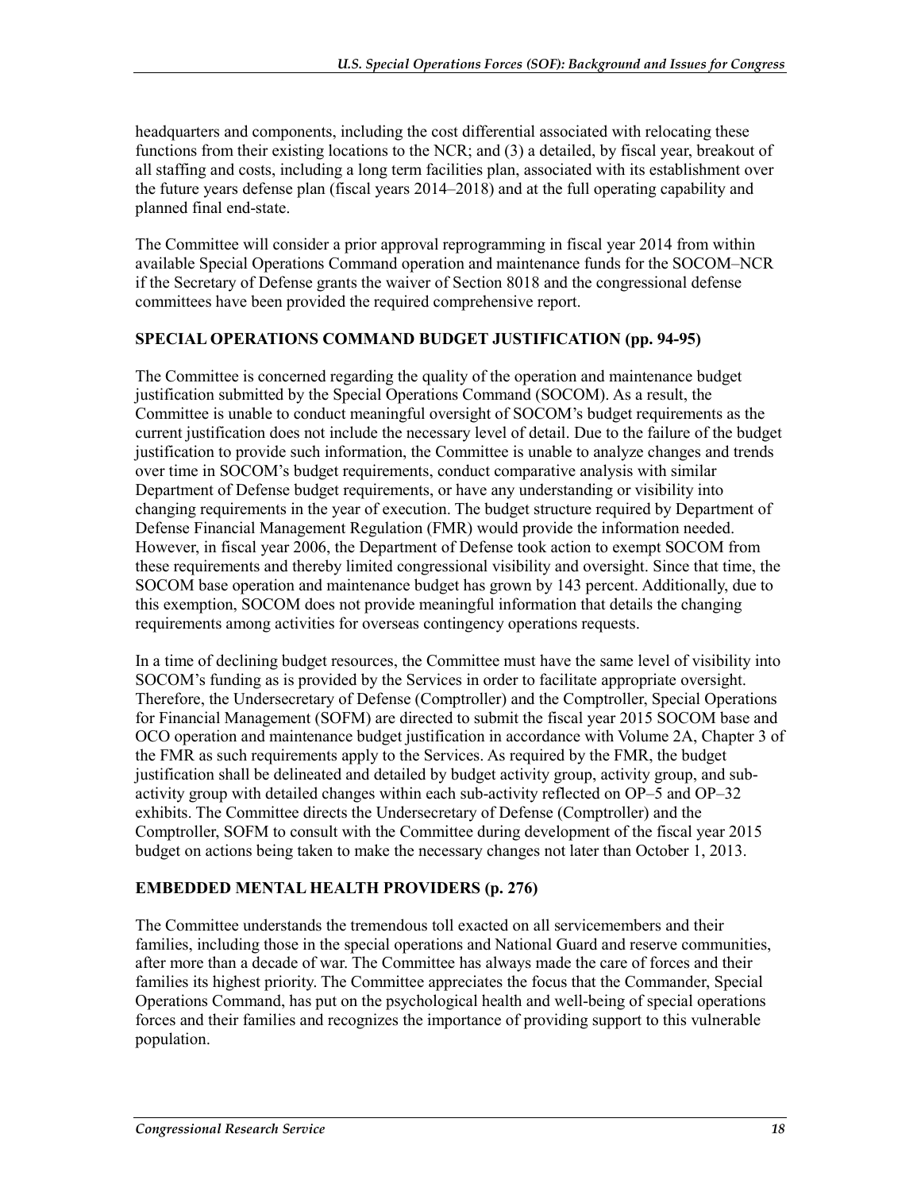headquarters and components, including the cost differential associated with relocating these functions from their existing locations to the NCR; and (3) a detailed, by fiscal year, breakout of all staffing and costs, including a long term facilities plan, associated with its establishment over the future years defense plan (fiscal years 2014–2018) and at the full operating capability and planned final end-state.

The Committee will consider a prior approval reprogramming in fiscal year 2014 from within available Special Operations Command operation and maintenance funds for the SOCOM–NCR if the Secretary of Defense grants the waiver of Section 8018 and the congressional defense committees have been provided the required comprehensive report.

**SPECIAL OPERATIONS COMMAND BUDGET JUSTIFICATION (pp. 94-95)**

The Committee is concerned regarding the quality of the operation and maintenance budget justification submitted by the Special Operations Command (SOCOM). As a result, the Committee is unable to conduct meaningful oversight of SOCOM's budget requirements as the current justification does not include the necessary level of detail. Due to the failure of the budget justification to provide such information, the Committee is unable to analyze changes and trends over time in SOCOM's budget requirements, conduct comparative analysis with similar Department of Defense budget requirements, or have any understanding or visibility into changing requirements in the year of execution. The budget structure required by Department of Defense Financial Management Regulation (FMR) would provide the information needed. However, in fiscal year 2006, the Department of Defense took action to exempt SOCOM from these requirements and thereby limited congressional visibility and oversight. Since that time, the SOCOM base operation and maintenance budget has grown by 143 percent. Additionally, due to this exemption, SOCOM does not provide meaningful information that details the changing requirements among activities for overseas contingency operations requests.

In a time of declining budget resources, the Committee must have the same level of visibility into SOCOM's funding as is provided by the Services in order to facilitate appropriate oversight. Therefore, the Undersecretary of Defense (Comptroller) and the Comptroller, Special Operations for Financial Management (SOFM) are directed to submit the fiscal year 2015 SOCOM base and OCO operation and maintenance budget justification in accordance with Volume 2A, Chapter 3 of the FMR as such requirements apply to the Services. As required by the FMR, the budget justification shall be delineated and detailed by budget activity group, activity group, and sub-activity group with detailed changes within each sub-activity reflected on OP–5 and OP–32 exhibits. The Committee directs the Undersecretary of Defense (Comptroller) and the Comptroller, SOFM to consult with the Committee during development of the fiscal year 2015 budget on actions being taken to make the necessary changes not later than October 1, 2013.

**EMBEDDED MENTAL HEALTH PROVIDERS (p. 276)**

The Committee understands the tremendous toll exacted on all servicemembers and their families, including those in the special operations and National Guard and reserve communities, after more than a decade of war. The Committee has always made the care of forces and their families its highest priority. The Committee appreciates the focus that the Commander, Special Operations Command, has put on the psychological health and well-being of special operations forces and their families and recognizes the importance of providing support to this vulnerable population.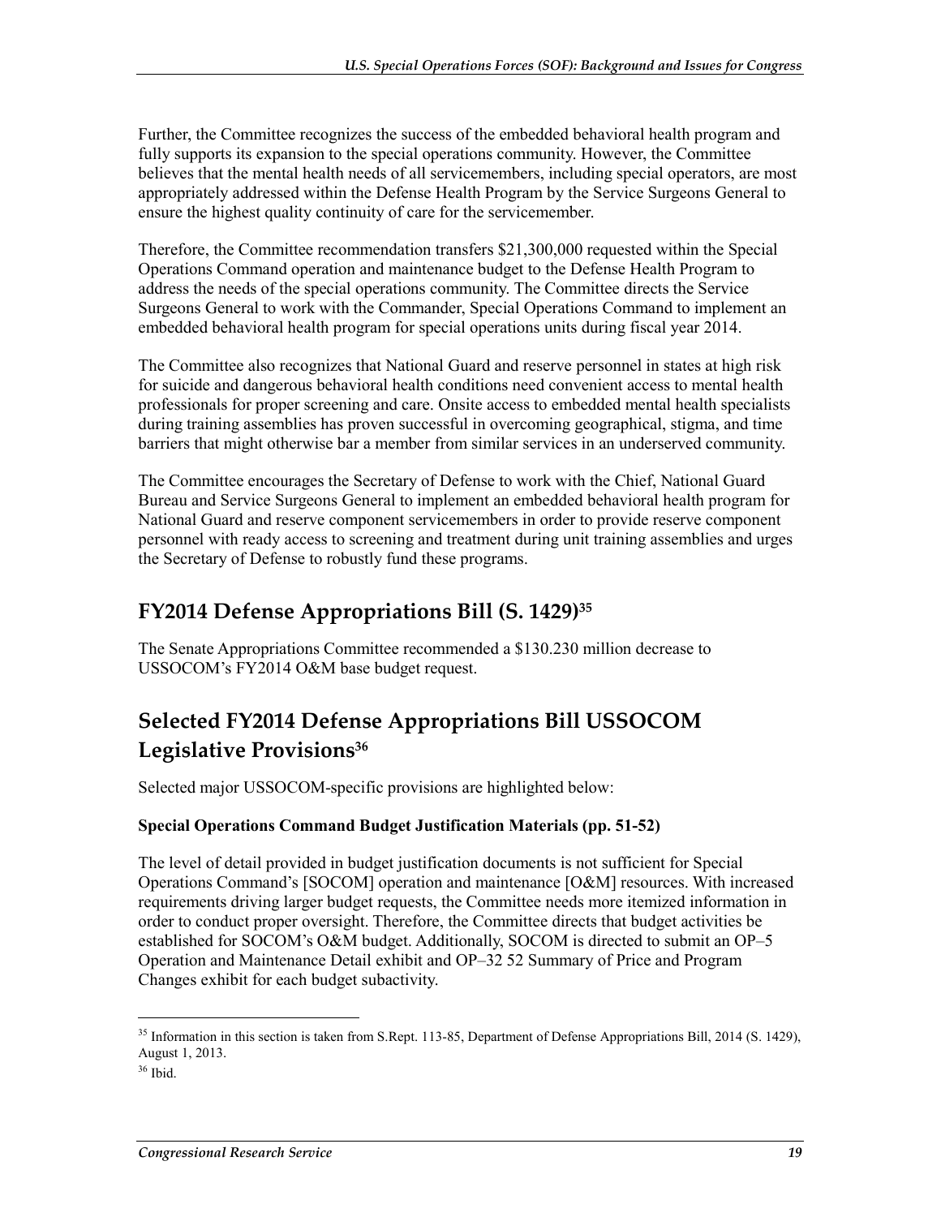Further, the Committee recognizes the success of the embedded behavioral health program and fully supports its expansion to the special operations community. However, the Committee believes that the mental health needs of all servicemembers, including special operators, are most appropriately addressed within the Defense Health Program by the Service Surgeons General to ensure the highest quality continuity of care for the servicemember.

Therefore, the Committee recommendation transfers $21,300,000 requested within the Special Operations Command operation and maintenance budget to the Defense Health Program to address the needs of the special operations community. The Committee directs the Service Surgeons General to work with the Commander, Special Operations Command to implement an embedded behavioral health program for special operations units during fiscal year 2014.

The Committee also recognizes that National Guard and reserve personnel in states at high risk for suicide and dangerous behavioral health conditions need convenient access to mental health professionals for proper screening and care. Onsite access to embedded mental health specialists during training assemblies has proven successful in overcoming geographical, stigma, and time barriers that might otherwise bar a member from similar services in an underserved community.

The Committee encourages the Secretary of Defense to work with the Chief, National Guard Bureau and Service Surgeons General to implement an embedded behavioral health program for National Guard and reserve component servicemembers in order to provide reserve component personnel with ready access to screening and treatment during unit training assemblies and urges the Secretary of Defense to robustly fund these programs.

## FY2014 Defense Appropriations Bill (S. 1429)[35]

The Senate Appropriations Committee recommended a $130.230 million decrease to USSOCOM's FY2014 O&M base budget request.

## Selected FY2014 Defense Appropriations Bill USSOCOM Legislative Provisions[36]

Selected major USSOCOM-specific provisions are highlighted below:

**Special Operations Command Budget Justification Materials (pp. 51-52)**

The level of detail provided in budget justification documents is not sufficient for Special Operations Command's [SOCOM] operation and maintenance [O&M] resources. With increased requirements driving larger budget requests, the Committee needs more itemized information in order to conduct proper oversight. Therefore, the Committee directs that budget activities be established for SOCOM's O&M budget. Additionally, SOCOM is directed to submit an OP–5 Operation and Maintenance Detail exhibit and OP–32 52 Summary of Price and Program Changes exhibit for each budget subactivity.

---

[35] Information in this section is taken from S.Rept. 113-85, Department of Defense Appropriations Bill, 2014 (S. 1429), August 1, 2013.

[36] Ibid.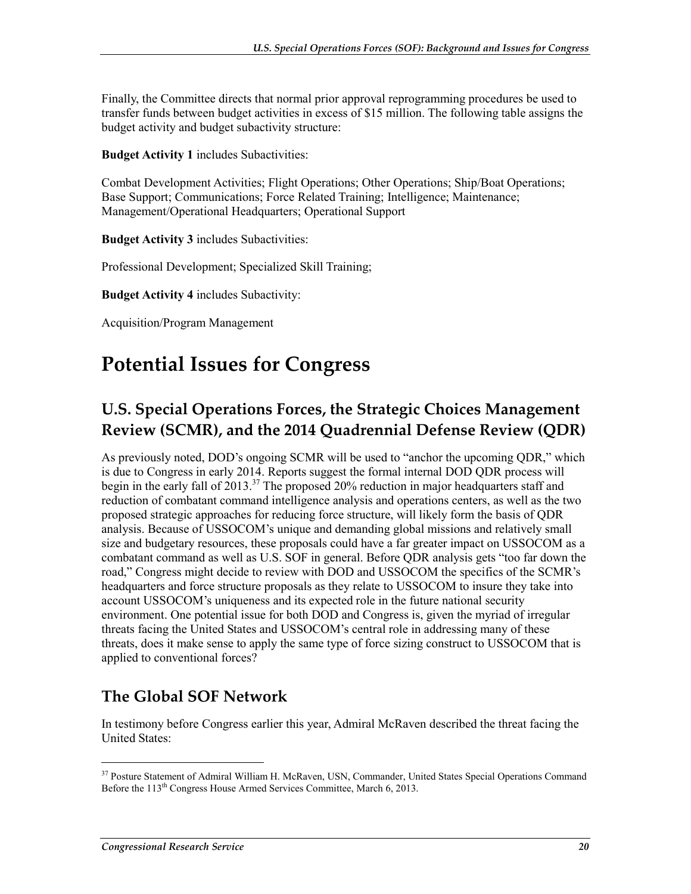Finally, the Committee directs that normal prior approval reprogramming procedures be used to transfer funds between budget activities in excess of $15 million. The following table assigns the budget activity and budget subactivity structure:

**Budget Activity 1** includes Subactivities:

Combat Development Activities; Flight Operations; Other Operations; Ship/Boat Operations; Base Support; Communications; Force Related Training; Intelligence; Maintenance; Management/Operational Headquarters; Operational Support

**Budget Activity 3** includes Subactivities:

Professional Development; Specialized Skill Training;

**Budget Activity 4** includes Subactivity:

Acquisition/Program Management

# Potential Issues for Congress

## U.S. Special Operations Forces, the Strategic Choices Management Review (SCMR), and the 2014 Quadrennial Defense Review (QDR)

As previously noted, DOD's ongoing SCMR will be used to "anchor the upcoming QDR," which is due to Congress in early 2014. Reports suggest the formal internal DOD QDR process will begin in the early fall of 2013.[37] The proposed 20% reduction in major headquarters staff and reduction of combatant command intelligence analysis and operations centers, as well as the two proposed strategic approaches for reducing force structure, will likely form the basis of QDR analysis. Because of USSOCOM's unique and demanding global missions and relatively small size and budgetary resources, these proposals could have a far greater impact on USSOCOM as a combatant command as well as U.S. SOF in general. Before QDR analysis gets "too far down the road," Congress might decide to review with DOD and USSOCOM the specifics of the SCMR's headquarters and force structure proposals as they relate to USSOCOM to insure they take into account USSOCOM's uniqueness and its expected role in the future national security environment. One potential issue for both DOD and Congress is, given the myriad of irregular threats facing the United States and USSOCOM's central role in addressing many of these threats, does it make sense to apply the same type of force sizing construct to USSOCOM that is applied to conventional forces?

## The Global SOF Network

In testimony before Congress earlier this year, Admiral McRaven described the threat facing the United States:

---

[37] Posture Statement of Admiral William H. McRaven, USN, Commander, United States Special Operations Command Before the 113th Congress House Armed Services Committee, March 6, 2013.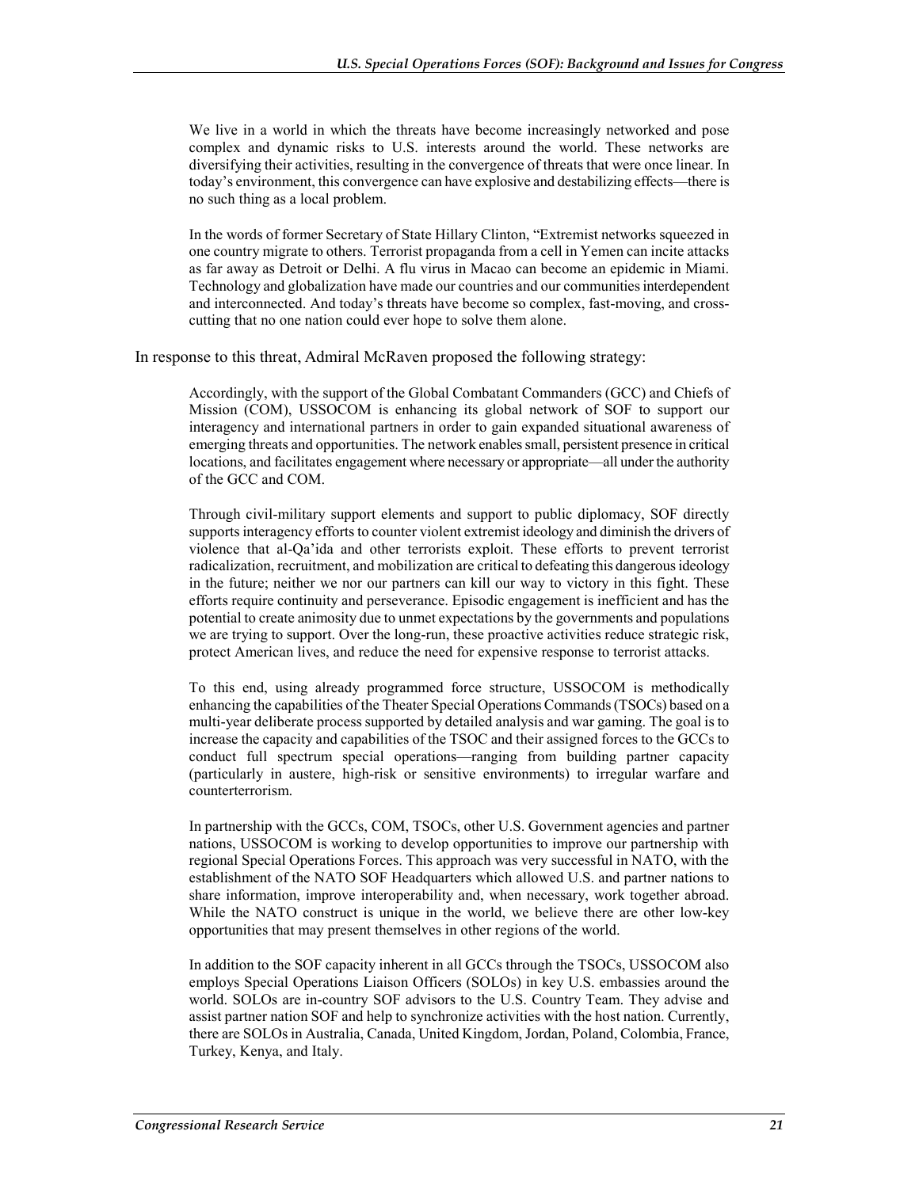> We live in a world in which the threats have become increasingly networked and pose complex and dynamic risks to U.S. interests around the world. These networks are diversifying their activities, resulting in the convergence of threats that were once linear. In today's environment, this convergence can have explosive and destabilizing effects—there is no such thing as a local problem.
>
> In the words of former Secretary of State Hillary Clinton, "Extremist networks squeezed in one country migrate to others. Terrorist propaganda from a cell in Yemen can incite attacks as far away as Detroit or Delhi. A flu virus in Macao can become an epidemic in Miami. Technology and globalization have made our countries and our communities interdependent and interconnected. And today's threats have become so complex, fast-moving, and cross-cutting that no one nation could ever hope to solve them alone.

In response to this threat, Admiral McRaven proposed the following strategy:

> Accordingly, with the support of the Global Combatant Commanders (GCC) and Chiefs of Mission (COM), USSOCOM is enhancing its global network of SOF to support our interagency and international partners in order to gain expanded situational awareness of emerging threats and opportunities. The network enables small, persistent presence in critical locations, and facilitates engagement where necessary or appropriate—all under the authority of the GCC and COM.
>
> Through civil-military support elements and support to public diplomacy, SOF directly supports interagency efforts to counter violent extremist ideology and diminish the drivers of violence that al-Qa'ida and other terrorists exploit. These efforts to prevent terrorist radicalization, recruitment, and mobilization are critical to defeating this dangerous ideology in the future; neither we nor our partners can kill our way to victory in this fight. These efforts require continuity and perseverance. Episodic engagement is inefficient and has the potential to create animosity due to unmet expectations by the governments and populations we are trying to support. Over the long-run, these proactive activities reduce strategic risk, protect American lives, and reduce the need for expensive response to terrorist attacks.
>
> To this end, using already programmed force structure, USSOCOM is methodically enhancing the capabilities of the Theater Special Operations Commands (TSOCs) based on a multi-year deliberate process supported by detailed analysis and war gaming. The goal is to increase the capacity and capabilities of the TSOC and their assigned forces to the GCCs to conduct full spectrum special operations—ranging from building partner capacity (particularly in austere, high-risk or sensitive environments) to irregular warfare and counterterrorism.
>
> In partnership with the GCCs, COM, TSOCs, other U.S. Government agencies and partner nations, USSOCOM is working to develop opportunities to improve our partnership with regional Special Operations Forces. This approach was very successful in NATO, with the establishment of the NATO SOF Headquarters which allowed U.S. and partner nations to share information, improve interoperability and, when necessary, work together abroad. While the NATO construct is unique in the world, we believe there are other low-key opportunities that may present themselves in other regions of the world.
>
> In addition to the SOF capacity inherent in all GCCs through the TSOCs, USSOCOM also employs Special Operations Liaison Officers (SOLOs) in key U.S. embassies around the world. SOLOs are in-country SOF advisors to the U.S. Country Team. They advise and assist partner nation SOF and help to synchronize activities with the host nation. Currently, there are SOLOs in Australia, Canada, United Kingdom, Jordan, Poland, Colombia, France, Turkey, Kenya, and Italy.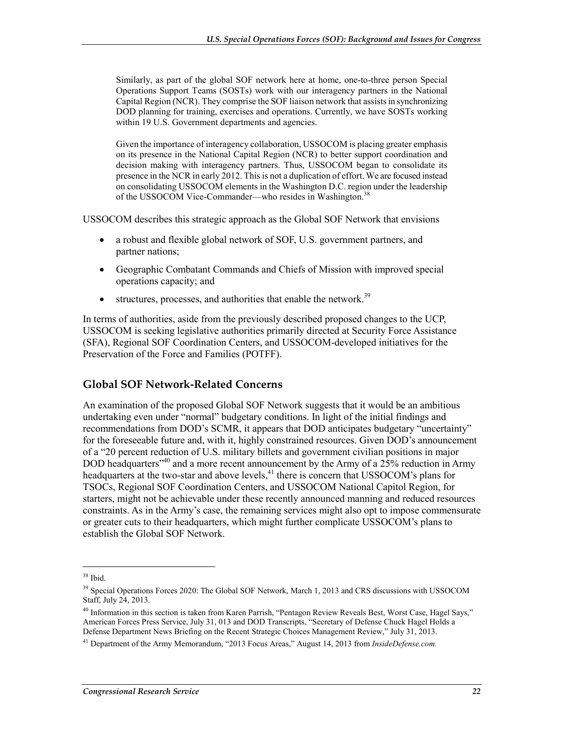> Similarly, as part of the global SOF network here at home, one-to-three person Special Operations Support Teams (SOSTs) work with our interagency partners in the National Capital Region (NCR). They comprise the SOF liaison network that assists in synchronizing DOD planning for training, exercises and operations. Currently, we have SOSTs working within 19 U.S. Government departments and agencies.
>
> Given the importance of interagency collaboration, USSOCOM is placing greater emphasis on its presence in the National Capital Region (NCR) to better support coordination and decision making with interagency partners. Thus, USSOCOM began to consolidate its presence in the NCR in early 2012. This is not a duplication of effort. We are focused instead on consolidating USSOCOM elements in the Washington D.C. region under the leadership of the USSOCOM Vice-Commander—who resides in Washington.[38]

USSOCOM describes this strategic approach as the Global SOF Network that envisions

- a robust and flexible global network of SOF, U.S. government partners, and partner nations;
- Geographic Combatant Commands and Chiefs of Mission with improved special operations capacity; and
- structures, processes, and authorities that enable the network.[39]

In terms of authorities, aside from the previously described proposed changes to the UCP, USSOCOM is seeking legislative authorities primarily directed at Security Force Assistance (SFA), Regional SOF Coordination Centers, and USSOCOM-developed initiatives for the Preservation of the Force and Families (POTFF).

## Global SOF Network-Related Concerns

An examination of the proposed Global SOF Network suggests that it would be an ambitious undertaking even under "normal" budgetary conditions. In light of the initial findings and recommendations from DOD's SCMR, it appears that DOD anticipates budgetary "uncertainty" for the foreseeable future and, with it, highly constrained resources. Given DOD's announcement of a "20 percent reduction of U.S. military billets and government civilian positions in major DOD headquarters"[40] and a more recent announcement by the Army of a 25% reduction in Army headquarters at the two-star and above levels,[41] there is concern that USSOCOM's plans for TSOCs, Regional SOF Coordination Centers, and USSOCOM National Capitol Region, for starters, might not be achievable under these recently announced manning and reduced resources constraints. As in the Army's case, the remaining services might also opt to impose commensurate or greater cuts to their headquarters, which might further complicate USSOCOM's plans to establish the Global SOF Network.

---

[38] Ibid.

[39] Special Operations Forces 2020: The Global SOF Network, March 1, 2013 and CRS discussions with USSOCOM Staff, July 24, 2013.

[40] Information in this section is taken from Karen Parrish, "Pentagon Review Reveals Best, Worst Case, Hagel Says," American Forces Press Service, July 31, 013 and DOD Transcripts, "Secretary of Defense Chuck Hagel Holds a Defense Department News Briefing on the Recent Strategic Choices Management Review," July 31, 2013.

[41] Department of the Army Memorandum, "2013 Focus Areas," August 14, 2013 from *InsideDefense.com.*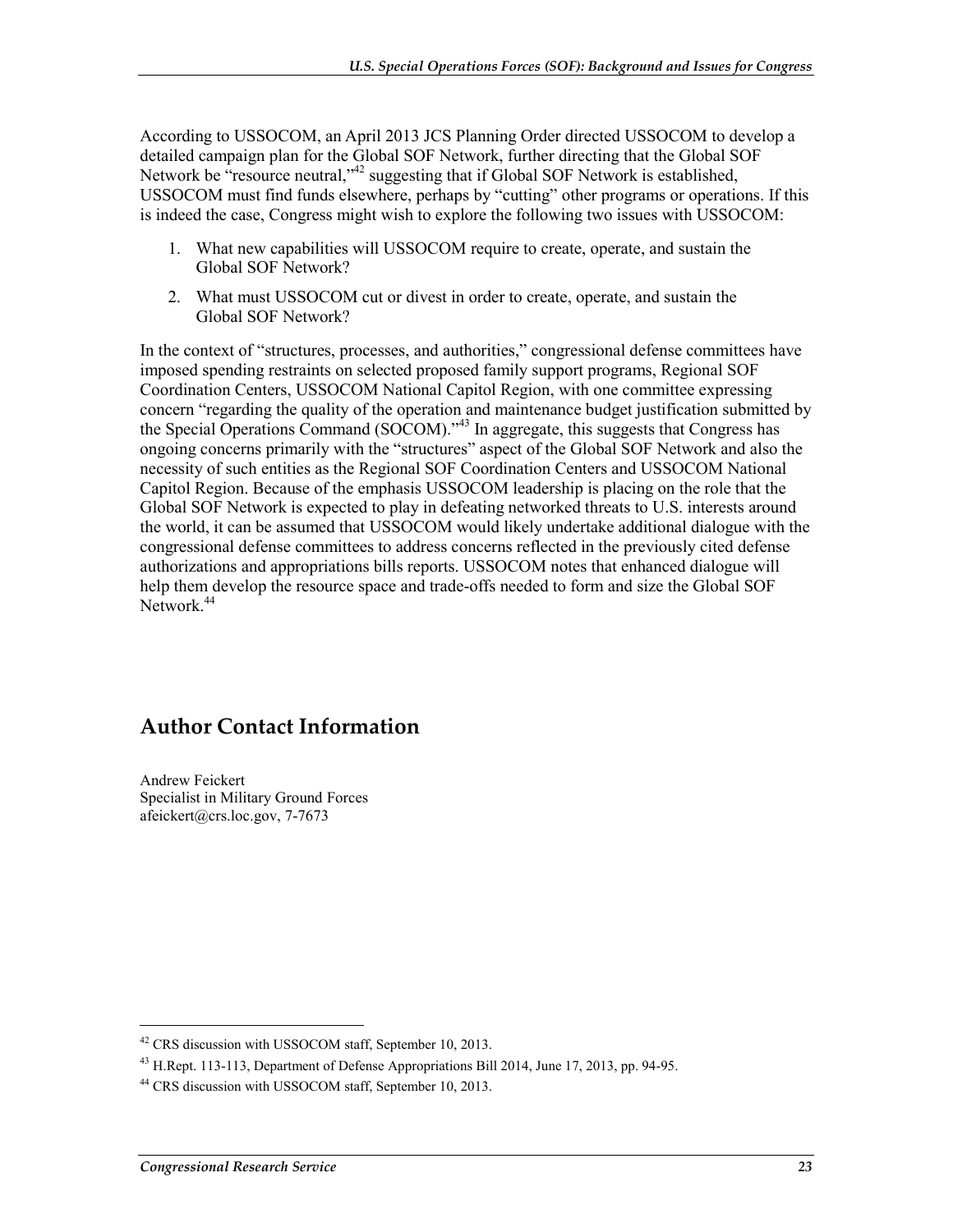According to USSOCOM, an April 2013 JCS Planning Order directed USSOCOM to develop a detailed campaign plan for the Global SOF Network, further directing that the Global SOF Network be "resource neutral,"[42] suggesting that if Global SOF Network is established, USSOCOM must find funds elsewhere, perhaps by "cutting" other programs or operations. If this is indeed the case, Congress might wish to explore the following two issues with USSOCOM:

1. What new capabilities will USSOCOM require to create, operate, and sustain the Global SOF Network?
2. What must USSOCOM cut or divest in order to create, operate, and sustain the Global SOF Network?

In the context of "structures, processes, and authorities," congressional defense committees have imposed spending restraints on selected proposed family support programs, Regional SOF Coordination Centers, USSOCOM National Capitol Region, with one committee expressing concern "regarding the quality of the operation and maintenance budget justification submitted by the Special Operations Command (SOCOM)."[43] In aggregate, this suggests that Congress has ongoing concerns primarily with the "structures" aspect of the Global SOF Network and also the necessity of such entities as the Regional SOF Coordination Centers and USSOCOM National Capitol Region. Because of the emphasis USSOCOM leadership is placing on the role that the Global SOF Network is expected to play in defeating networked threats to U.S. interests around the world, it can be assumed that USSOCOM would likely undertake additional dialogue with the congressional defense committees to address concerns reflected in the previously cited defense authorizations and appropriations bills reports. USSOCOM notes that enhanced dialogue will help them develop the resource space and trade-offs needed to form and size the Global SOF Network.[44]

## Author Contact Information

Andrew Feickert
Specialist in Military Ground Forces
afeickert@crs.loc.gov, 7-7673

---

[42] CRS discussion with USSOCOM staff, September 10, 2013.

[43] H.Rept. 113-113, Department of Defense Appropriations Bill 2014, June 17, 2013, pp. 94-95.

[44] CRS discussion with USSOCOM staff, September 10, 2013.